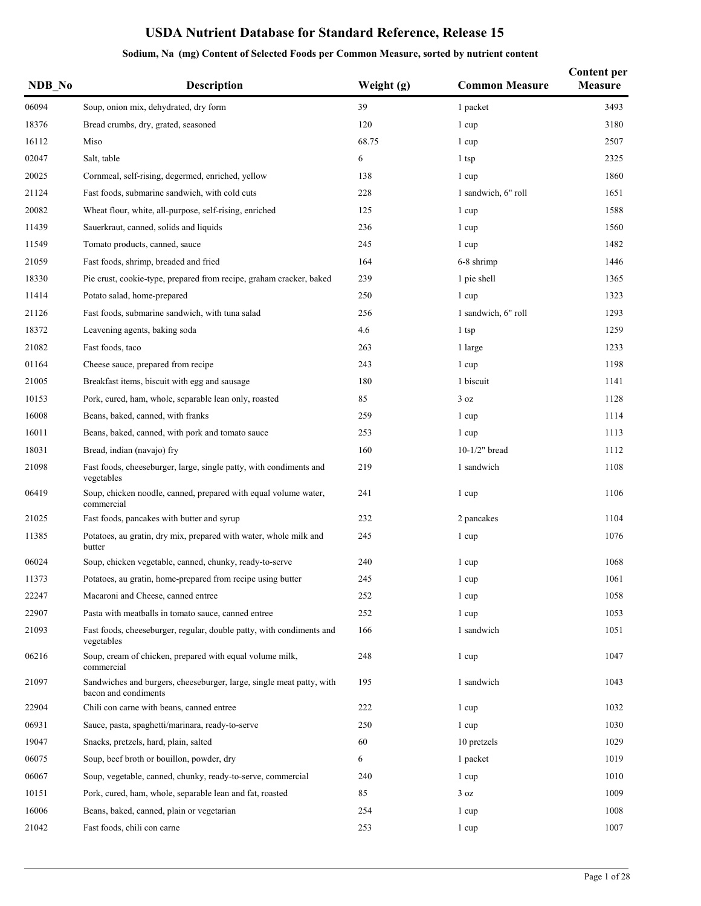# USDA Nutrient Database for Standard Reference, Release 15

## Sodium, Na (mg) Content of Selected Foods per Common Measure, sorted by nutrient content

| NDB_No | Description | Weight (g) | Common Measure | Content per Measure |
|---|---|---|---|---|
| 06094 | Soup, onion mix, dehydrated, dry form | 39 | 1 packet | 3493 |
| 18376 | Bread crumbs, dry, grated, seasoned | 120 | 1 cup | 3180 |
| 16112 | Miso | 68.75 | 1 cup | 2507 |
| 02047 | Salt, table | 6 | 1 tsp | 2325 |
| 20025 | Cornmeal, self-rising, degermed, enriched, yellow | 138 | 1 cup | 1860 |
| 21124 | Fast foods, submarine sandwich, with cold cuts | 228 | 1 sandwich, 6" roll | 1651 |
| 20082 | Wheat flour, white, all-purpose, self-rising, enriched | 125 | 1 cup | 1588 |
| 11439 | Sauerkraut, canned, solids and liquids | 236 | 1 cup | 1560 |
| 11549 | Tomato products, canned, sauce | 245 | 1 cup | 1482 |
| 21059 | Fast foods, shrimp, breaded and fried | 164 | 6-8 shrimp | 1446 |
| 18330 | Pie crust, cookie-type, prepared from recipe, graham cracker, baked | 239 | 1 pie shell | 1365 |
| 11414 | Potato salad, home-prepared | 250 | 1 cup | 1323 |
| 21126 | Fast foods, submarine sandwich, with tuna salad | 256 | 1 sandwich, 6" roll | 1293 |
| 18372 | Leavening agents, baking soda | 4.6 | 1 tsp | 1259 |
| 21082 | Fast foods, taco | 263 | 1 large | 1233 |
| 01164 | Cheese sauce, prepared from recipe | 243 | 1 cup | 1198 |
| 21005 | Breakfast items, biscuit with egg and sausage | 180 | 1 biscuit | 1141 |
| 10153 | Pork, cured, ham, whole, separable lean only, roasted | 85 | 3 oz | 1128 |
| 16008 | Beans, baked, canned, with franks | 259 | 1 cup | 1114 |
| 16011 | Beans, baked, canned, with pork and tomato sauce | 253 | 1 cup | 1113 |
| 18031 | Bread, indian (navajo) fry | 160 | 10-1/2" bread | 1112 |
| 21098 | Fast foods, cheeseburger, large, single patty, with condiments and vegetables | 219 | 1 sandwich | 1108 |
| 06419 | Soup, chicken noodle, canned, prepared with equal volume water, commercial | 241 | 1 cup | 1106 |
| 21025 | Fast foods, pancakes with butter and syrup | 232 | 2 pancakes | 1104 |
| 11385 | Potatoes, au gratin, dry mix, prepared with water, whole milk and butter | 245 | 1 cup | 1076 |
| 06024 | Soup, chicken vegetable, canned, chunky, ready-to-serve | 240 | 1 cup | 1068 |
| 11373 | Potatoes, au gratin, home-prepared from recipe using butter | 245 | 1 cup | 1061 |
| 22247 | Macaroni and Cheese, canned entree | 252 | 1 cup | 1058 |
| 22907 | Pasta with meatballs in tomato sauce, canned entree | 252 | 1 cup | 1053 |
| 21093 | Fast foods, cheeseburger, regular, double patty, with condiments and vegetables | 166 | 1 sandwich | 1051 |
| 06216 | Soup, cream of chicken, prepared with equal volume milk, commercial | 248 | 1 cup | 1047 |
| 21097 | Sandwiches and burgers, cheeseburger, large, single meat patty, with bacon and condiments | 195 | 1 sandwich | 1043 |
| 22904 | Chili con carne with beans, canned entree | 222 | 1 cup | 1032 |
| 06931 | Sauce, pasta, spaghetti/marinara, ready-to-serve | 250 | 1 cup | 1030 |
| 19047 | Snacks, pretzels, hard, plain, salted | 60 | 10 pretzels | 1029 |
| 06075 | Soup, beef broth or bouillon, powder, dry | 6 | 1 packet | 1019 |
| 06067 | Soup, vegetable, canned, chunky, ready-to-serve, commercial | 240 | 1 cup | 1010 |
| 10151 | Pork, cured, ham, whole, separable lean and fat, roasted | 85 | 3 oz | 1009 |
| 16006 | Beans, baked, canned, plain or vegetarian | 254 | 1 cup | 1008 |
| 21042 | Fast foods, chili con carne | 253 | 1 cup | 1007 |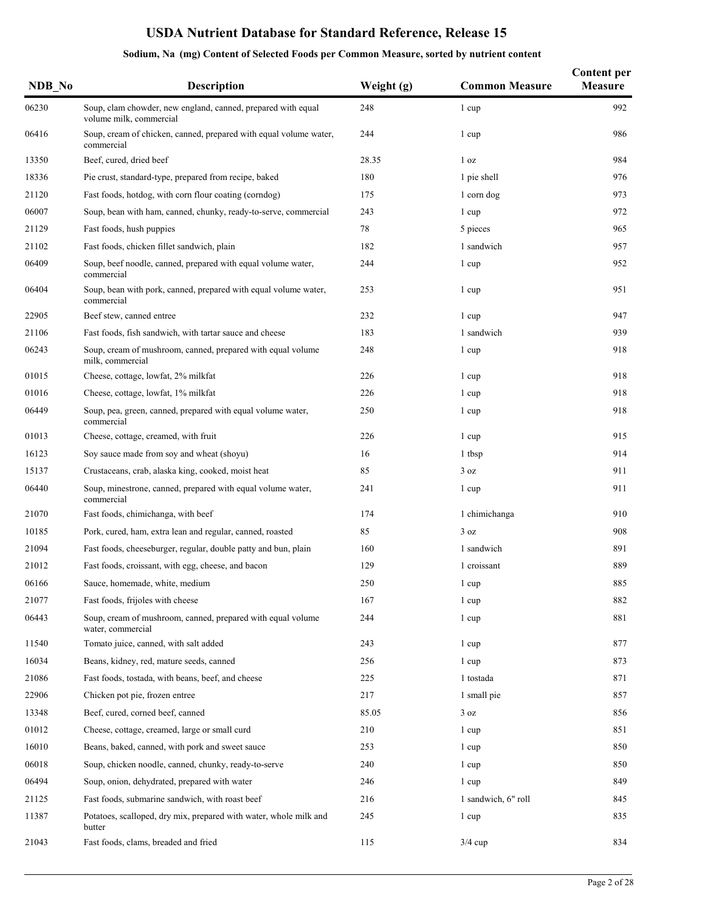# USDA Nutrient Database for Standard Reference, Release 15

### Sodium, Na (mg) Content of Selected Foods per Common Measure, sorted by nutrient content

| NDB_No | Description | Weight (g) | Common Measure | Content per Measure |
|---|---|---|---|---|
| 06230 | Soup, clam chowder, new england, canned, prepared with equal volume milk, commercial | 248 | 1 cup | 992 |
| 06416 | Soup, cream of chicken, canned, prepared with equal volume water, commercial | 244 | 1 cup | 986 |
| 13350 | Beef, cured, dried beef | 28.35 | 1 oz | 984 |
| 18336 | Pie crust, standard-type, prepared from recipe, baked | 180 | 1 pie shell | 976 |
| 21120 | Fast foods, hotdog, with corn flour coating (corndog) | 175 | 1 corn dog | 973 |
| 06007 | Soup, bean with ham, canned, chunky, ready-to-serve, commercial | 243 | 1 cup | 972 |
| 21129 | Fast foods, hush puppies | 78 | 5 pieces | 965 |
| 21102 | Fast foods, chicken fillet sandwich, plain | 182 | 1 sandwich | 957 |
| 06409 | Soup, beef noodle, canned, prepared with equal volume water, commercial | 244 | 1 cup | 952 |
| 06404 | Soup, bean with pork, canned, prepared with equal volume water, commercial | 253 | 1 cup | 951 |
| 22905 | Beef stew, canned entree | 232 | 1 cup | 947 |
| 21106 | Fast foods, fish sandwich, with tartar sauce and cheese | 183 | 1 sandwich | 939 |
| 06243 | Soup, cream of mushroom, canned, prepared with equal volume milk, commercial | 248 | 1 cup | 918 |
| 01015 | Cheese, cottage, lowfat, 2% milkfat | 226 | 1 cup | 918 |
| 01016 | Cheese, cottage, lowfat, 1% milkfat | 226 | 1 cup | 918 |
| 06449 | Soup, pea, green, canned, prepared with equal volume water, commercial | 250 | 1 cup | 918 |
| 01013 | Cheese, cottage, creamed, with fruit | 226 | 1 cup | 915 |
| 16123 | Soy sauce made from soy and wheat (shoyu) | 16 | 1 tbsp | 914 |
| 15137 | Crustaceans, crab, alaska king, cooked, moist heat | 85 | 3 oz | 911 |
| 06440 | Soup, minestrone, canned, prepared with equal volume water, commercial | 241 | 1 cup | 911 |
| 21070 | Fast foods, chimichanga, with beef | 174 | 1 chimichanga | 910 |
| 10185 | Pork, cured, ham, extra lean and regular, canned, roasted | 85 | 3 oz | 908 |
| 21094 | Fast foods, cheeseburger, regular, double patty and bun, plain | 160 | 1 sandwich | 891 |
| 21012 | Fast foods, croissant, with egg, cheese, and bacon | 129 | 1 croissant | 889 |
| 06166 | Sauce, homemade, white, medium | 250 | 1 cup | 885 |
| 21077 | Fast foods, frijoles with cheese | 167 | 1 cup | 882 |
| 06443 | Soup, cream of mushroom, canned, prepared with equal volume water, commercial | 244 | 1 cup | 881 |
| 11540 | Tomato juice, canned, with salt added | 243 | 1 cup | 877 |
| 16034 | Beans, kidney, red, mature seeds, canned | 256 | 1 cup | 873 |
| 21086 | Fast foods, tostada, with beans, beef, and cheese | 225 | 1 tostada | 871 |
| 22906 | Chicken pot pie, frozen entree | 217 | 1 small pie | 857 |
| 13348 | Beef, cured, corned beef, canned | 85.05 | 3 oz | 856 |
| 01012 | Cheese, cottage, creamed, large or small curd | 210 | 1 cup | 851 |
| 16010 | Beans, baked, canned, with pork and sweet sauce | 253 | 1 cup | 850 |
| 06018 | Soup, chicken noodle, canned, chunky, ready-to-serve | 240 | 1 cup | 850 |
| 06494 | Soup, onion, dehydrated, prepared with water | 246 | 1 cup | 849 |
| 21125 | Fast foods, submarine sandwich, with roast beef | 216 | 1 sandwich, 6" roll | 845 |
| 11387 | Potatoes, scalloped, dry mix, prepared with water, whole milk and butter | 245 | 1 cup | 835 |
| 21043 | Fast foods, clams, breaded and fried | 115 | 3/4 cup | 834 |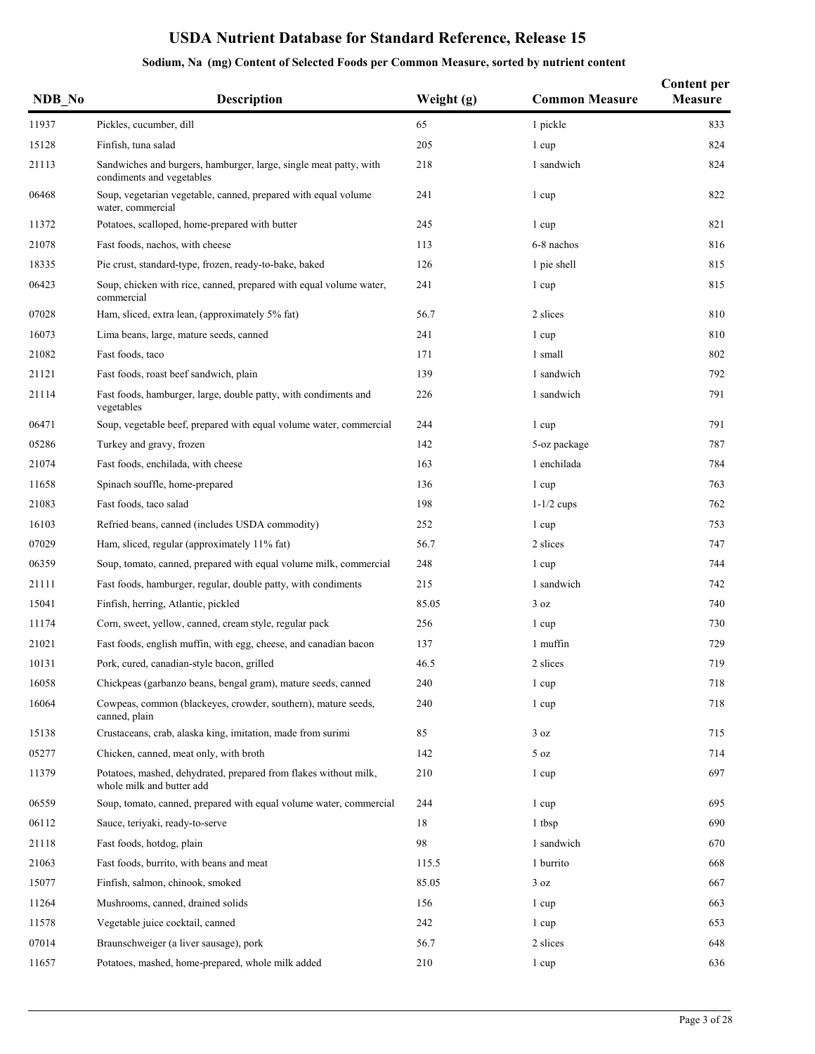# USDA Nutrient Database for Standard Reference, Release 15

## Sodium, Na (mg) Content of Selected Foods per Common Measure, sorted by nutrient content

| NDB_No | Description | Weight (g) | Common Measure | Content per Measure |
|---|---|---|---|---|
| 11937 | Pickles, cucumber, dill | 65 | 1 pickle | 833 |
| 15128 | Finfish, tuna salad | 205 | 1 cup | 824 |
| 21113 | Sandwiches and burgers, hamburger, large, single meat patty, with condiments and vegetables | 218 | 1 sandwich | 824 |
| 06468 | Soup, vegetarian vegetable, canned, prepared with equal volume water, commercial | 241 | 1 cup | 822 |
| 11372 | Potatoes, scalloped, home-prepared with butter | 245 | 1 cup | 821 |
| 21078 | Fast foods, nachos, with cheese | 113 | 6-8 nachos | 816 |
| 18335 | Pie crust, standard-type, frozen, ready-to-bake, baked | 126 | 1 pie shell | 815 |
| 06423 | Soup, chicken with rice, canned, prepared with equal volume water, commercial | 241 | 1 cup | 815 |
| 07028 | Ham, sliced, extra lean, (approximately 5% fat) | 56.7 | 2 slices | 810 |
| 16073 | Lima beans, large, mature seeds, canned | 241 | 1 cup | 810 |
| 21082 | Fast foods, taco | 171 | 1 small | 802 |
| 21121 | Fast foods, roast beef sandwich, plain | 139 | 1 sandwich | 792 |
| 21114 | Fast foods, hamburger, large, double patty, with condiments and vegetables | 226 | 1 sandwich | 791 |
| 06471 | Soup, vegetable beef, prepared with equal volume water, commercial | 244 | 1 cup | 791 |
| 05286 | Turkey and gravy, frozen | 142 | 5-oz package | 787 |
| 21074 | Fast foods, enchilada, with cheese | 163 | 1 enchilada | 784 |
| 11658 | Spinach souffle, home-prepared | 136 | 1 cup | 763 |
| 21083 | Fast foods, taco salad | 198 | 1-1/2 cups | 762 |
| 16103 | Refried beans, canned (includes USDA commodity) | 252 | 1 cup | 753 |
| 07029 | Ham, sliced, regular (approximately 11% fat) | 56.7 | 2 slices | 747 |
| 06359 | Soup, tomato, canned, prepared with equal volume milk, commercial | 248 | 1 cup | 744 |
| 21111 | Fast foods, hamburger, regular, double patty, with condiments | 215 | 1 sandwich | 742 |
| 15041 | Finfish, herring, Atlantic, pickled | 85.05 | 3 oz | 740 |
| 11174 | Corn, sweet, yellow, canned, cream style, regular pack | 256 | 1 cup | 730 |
| 21021 | Fast foods, english muffin, with egg, cheese, and canadian bacon | 137 | 1 muffin | 729 |
| 10131 | Pork, cured, canadian-style bacon, grilled | 46.5 | 2 slices | 719 |
| 16058 | Chickpeas (garbanzo beans, bengal gram), mature seeds, canned | 240 | 1 cup | 718 |
| 16064 | Cowpeas, common (blackeyes, crowder, southern), mature seeds, canned, plain | 240 | 1 cup | 718 |
| 15138 | Crustaceans, crab, alaska king, imitation, made from surimi | 85 | 3 oz | 715 |
| 05277 | Chicken, canned, meat only, with broth | 142 | 5 oz | 714 |
| 11379 | Potatoes, mashed, dehydrated, prepared from flakes without milk, whole milk and butter add | 210 | 1 cup | 697 |
| 06559 | Soup, tomato, canned, prepared with equal volume water, commercial | 244 | 1 cup | 695 |
| 06112 | Sauce, teriyaki, ready-to-serve | 18 | 1 tbsp | 690 |
| 21118 | Fast foods, hotdog, plain | 98 | 1 sandwich | 670 |
| 21063 | Fast foods, burrito, with beans and meat | 115.5 | 1 burrito | 668 |
| 15077 | Finfish, salmon, chinook, smoked | 85.05 | 3 oz | 667 |
| 11264 | Mushrooms, canned, drained solids | 156 | 1 cup | 663 |
| 11578 | Vegetable juice cocktail, canned | 242 | 1 cup | 653 |
| 07014 | Braunschweiger (a liver sausage), pork | 56.7 | 2 slices | 648 |
| 11657 | Potatoes, mashed, home-prepared, whole milk added | 210 | 1 cup | 636 |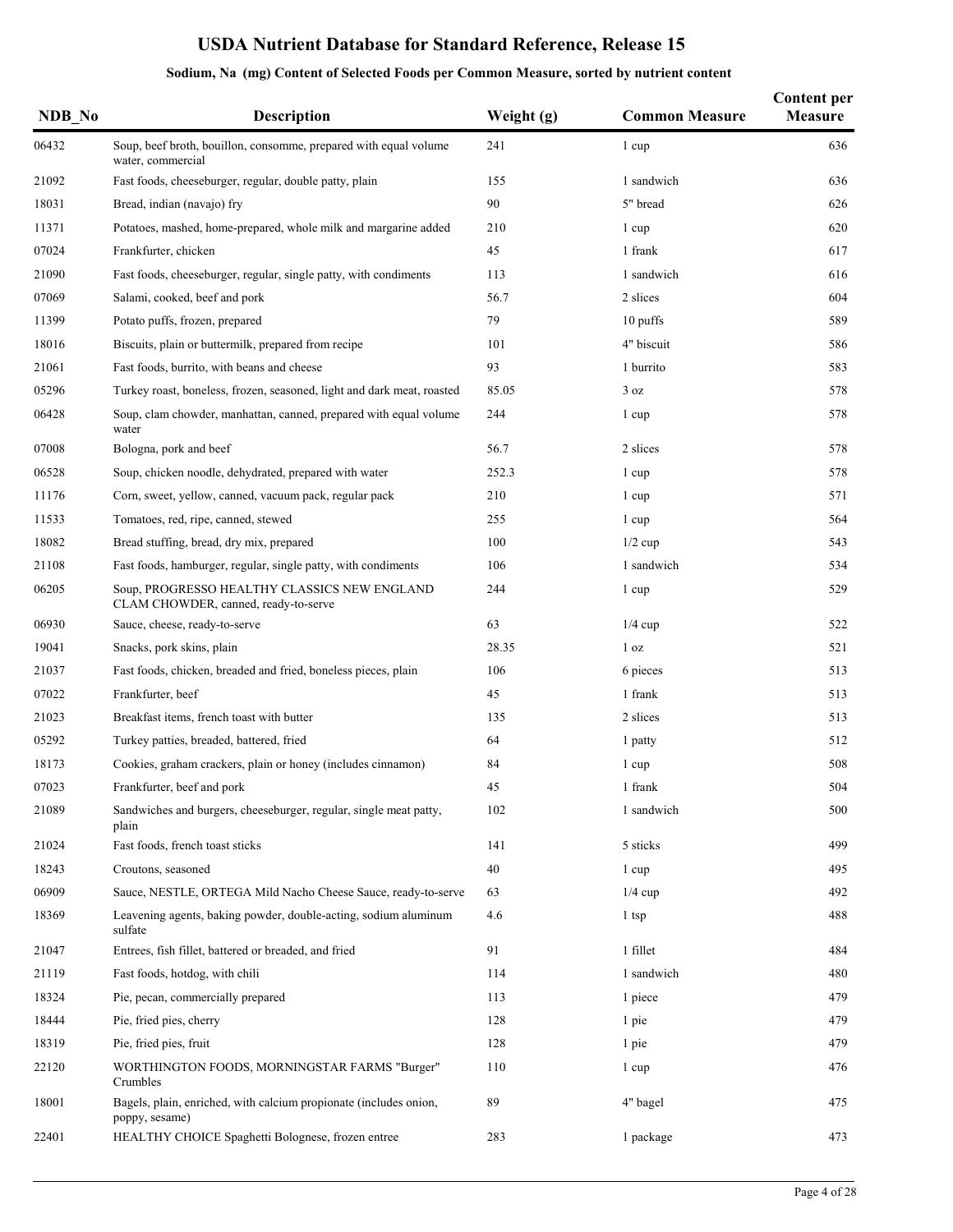# USDA Nutrient Database for Standard Reference, Release 15

## Sodium, Na (mg) Content of Selected Foods per Common Measure, sorted by nutrient content

| NDB_No | Description | Weight (g) | Common Measure | Content per Measure |
|---|---|---|---|---|
| 06432 | Soup, beef broth, bouillon, consomme, prepared with equal volume water, commercial | 241 | 1 cup | 636 |
| 21092 | Fast foods, cheeseburger, regular, double patty, plain | 155 | 1 sandwich | 636 |
| 18031 | Bread, indian (navajo) fry | 90 | 5" bread | 626 |
| 11371 | Potatoes, mashed, home-prepared, whole milk and margarine added | 210 | 1 cup | 620 |
| 07024 | Frankfurter, chicken | 45 | 1 frank | 617 |
| 21090 | Fast foods, cheeseburger, regular, single patty, with condiments | 113 | 1 sandwich | 616 |
| 07069 | Salami, cooked, beef and pork | 56.7 | 2 slices | 604 |
| 11399 | Potato puffs, frozen, prepared | 79 | 10 puffs | 589 |
| 18016 | Biscuits, plain or buttermilk, prepared from recipe | 101 | 4" biscuit | 586 |
| 21061 | Fast foods, burrito, with beans and cheese | 93 | 1 burrito | 583 |
| 05296 | Turkey roast, boneless, frozen, seasoned, light and dark meat, roasted | 85.05 | 3 oz | 578 |
| 06428 | Soup, clam chowder, manhattan, canned, prepared with equal volume water | 244 | 1 cup | 578 |
| 07008 | Bologna, pork and beef | 56.7 | 2 slices | 578 |
| 06528 | Soup, chicken noodle, dehydrated, prepared with water | 252.3 | 1 cup | 578 |
| 11176 | Corn, sweet, yellow, canned, vacuum pack, regular pack | 210 | 1 cup | 571 |
| 11533 | Tomatoes, red, ripe, canned, stewed | 255 | 1 cup | 564 |
| 18082 | Bread stuffing, bread, dry mix, prepared | 100 | 1/2 cup | 543 |
| 21108 | Fast foods, hamburger, regular, single patty, with condiments | 106 | 1 sandwich | 534 |
| 06205 | Soup, PROGRESSO HEALTHY CLASSICS NEW ENGLAND CLAM CHOWDER, canned, ready-to-serve | 244 | 1 cup | 529 |
| 06930 | Sauce, cheese, ready-to-serve | 63 | 1/4 cup | 522 |
| 19041 | Snacks, pork skins, plain | 28.35 | 1 oz | 521 |
| 21037 | Fast foods, chicken, breaded and fried, boneless pieces, plain | 106 | 6 pieces | 513 |
| 07022 | Frankfurter, beef | 45 | 1 frank | 513 |
| 21023 | Breakfast items, french toast with butter | 135 | 2 slices | 513 |
| 05292 | Turkey patties, breaded, battered, fried | 64 | 1 patty | 512 |
| 18173 | Cookies, graham crackers, plain or honey (includes cinnamon) | 84 | 1 cup | 508 |
| 07023 | Frankfurter, beef and pork | 45 | 1 frank | 504 |
| 21089 | Sandwiches and burgers, cheeseburger, regular, single meat patty, plain | 102 | 1 sandwich | 500 |
| 21024 | Fast foods, french toast sticks | 141 | 5 sticks | 499 |
| 18243 | Croutons, seasoned | 40 | 1 cup | 495 |
| 06909 | Sauce, NESTLE, ORTEGA Mild Nacho Cheese Sauce, ready-to-serve | 63 | 1/4 cup | 492 |
| 18369 | Leavening agents, baking powder, double-acting, sodium aluminum sulfate | 4.6 | 1 tsp | 488 |
| 21047 | Entrees, fish fillet, battered or breaded, and fried | 91 | 1 fillet | 484 |
| 21119 | Fast foods, hotdog, with chili | 114 | 1 sandwich | 480 |
| 18324 | Pie, pecan, commercially prepared | 113 | 1 piece | 479 |
| 18444 | Pie, fried pies, cherry | 128 | 1 pie | 479 |
| 18319 | Pie, fried pies, fruit | 128 | 1 pie | 479 |
| 22120 | WORTHINGTON FOODS, MORNINGSTAR FARMS "Burger" Crumbles | 110 | 1 cup | 476 |
| 18001 | Bagels, plain, enriched, with calcium propionate (includes onion, poppy, sesame) | 89 | 4" bagel | 475 |
| 22401 | HEALTHY CHOICE Spaghetti Bolognese, frozen entree | 283 | 1 package | 473 |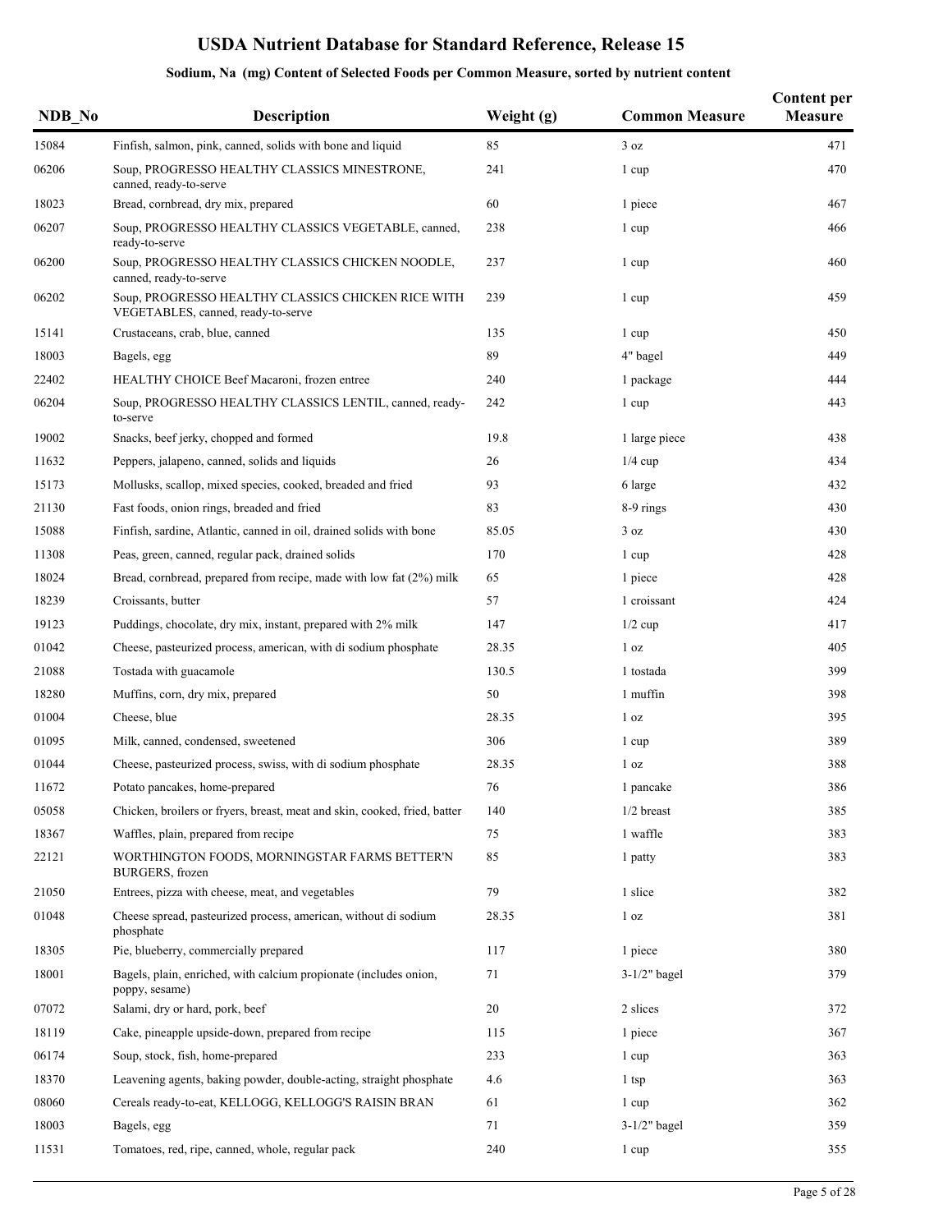# USDA Nutrient Database for Standard Reference, Release 15

## Sodium, Na (mg) Content of Selected Foods per Common Measure, sorted by nutrient content

| NDB_No | Description | Weight (g) | Common Measure | Content per Measure |
|---|---|---|---|---|
| 15084 | Finfish, salmon, pink, canned, solids with bone and liquid | 85 | 3 oz | 471 |
| 06206 | Soup, PROGRESSO HEALTHY CLASSICS MINESTRONE, canned, ready-to-serve | 241 | 1 cup | 470 |
| 18023 | Bread, cornbread, dry mix, prepared | 60 | 1 piece | 467 |
| 06207 | Soup, PROGRESSO HEALTHY CLASSICS VEGETABLE, canned, ready-to-serve | 238 | 1 cup | 466 |
| 06200 | Soup, PROGRESSO HEALTHY CLASSICS CHICKEN NOODLE, canned, ready-to-serve | 237 | 1 cup | 460 |
| 06202 | Soup, PROGRESSO HEALTHY CLASSICS CHICKEN RICE WITH VEGETABLES, canned, ready-to-serve | 239 | 1 cup | 459 |
| 15141 | Crustaceans, crab, blue, canned | 135 | 1 cup | 450 |
| 18003 | Bagels, egg | 89 | 4" bagel | 449 |
| 22402 | HEALTHY CHOICE Beef Macaroni, frozen entree | 240 | 1 package | 444 |
| 06204 | Soup, PROGRESSO HEALTHY CLASSICS LENTIL, canned, ready-to-serve | 242 | 1 cup | 443 |
| 19002 | Snacks, beef jerky, chopped and formed | 19.8 | 1 large piece | 438 |
| 11632 | Peppers, jalapeno, canned, solids and liquids | 26 | 1/4 cup | 434 |
| 15173 | Mollusks, scallop, mixed species, cooked, breaded and fried | 93 | 6 large | 432 |
| 21130 | Fast foods, onion rings, breaded and fried | 83 | 8-9 rings | 430 |
| 15088 | Finfish, sardine, Atlantic, canned in oil, drained solids with bone | 85.05 | 3 oz | 430 |
| 11308 | Peas, green, canned, regular pack, drained solids | 170 | 1 cup | 428 |
| 18024 | Bread, cornbread, prepared from recipe, made with low fat (2%) milk | 65 | 1 piece | 428 |
| 18239 | Croissants, butter | 57 | 1 croissant | 424 |
| 19123 | Puddings, chocolate, dry mix, instant, prepared with 2% milk | 147 | 1/2 cup | 417 |
| 01042 | Cheese, pasteurized process, american, with di sodium phosphate | 28.35 | 1 oz | 405 |
| 21088 | Tostada with guacamole | 130.5 | 1 tostada | 399 |
| 18280 | Muffins, corn, dry mix, prepared | 50 | 1 muffin | 398 |
| 01004 | Cheese, blue | 28.35 | 1 oz | 395 |
| 01095 | Milk, canned, condensed, sweetened | 306 | 1 cup | 389 |
| 01044 | Cheese, pasteurized process, swiss, with di sodium phosphate | 28.35 | 1 oz | 388 |
| 11672 | Potato pancakes, home-prepared | 76 | 1 pancake | 386 |
| 05058 | Chicken, broilers or fryers, breast, meat and skin, cooked, fried, batter | 140 | 1/2 breast | 385 |
| 18367 | Waffles, plain, prepared from recipe | 75 | 1 waffle | 383 |
| 22121 | WORTHINGTON FOODS, MORNINGSTAR FARMS BETTER'N BURGERS, frozen | 85 | 1 patty | 383 |
| 21050 | Entrees, pizza with cheese, meat, and vegetables | 79 | 1 slice | 382 |
| 01048 | Cheese spread, pasteurized process, american, without di sodium phosphate | 28.35 | 1 oz | 381 |
| 18305 | Pie, blueberry, commercially prepared | 117 | 1 piece | 380 |
| 18001 | Bagels, plain, enriched, with calcium propionate (includes onion, poppy, sesame) | 71 | 3-1/2" bagel | 379 |
| 07072 | Salami, dry or hard, pork, beef | 20 | 2 slices | 372 |
| 18119 | Cake, pineapple upside-down, prepared from recipe | 115 | 1 piece | 367 |
| 06174 | Soup, stock, fish, home-prepared | 233 | 1 cup | 363 |
| 18370 | Leavening agents, baking powder, double-acting, straight phosphate | 4.6 | 1 tsp | 363 |
| 08060 | Cereals ready-to-eat, KELLOGG, KELLOGG'S RAISIN BRAN | 61 | 1 cup | 362 |
| 18003 | Bagels, egg | 71 | 3-1/2" bagel | 359 |
| 11531 | Tomatoes, red, ripe, canned, whole, regular pack | 240 | 1 cup | 355 |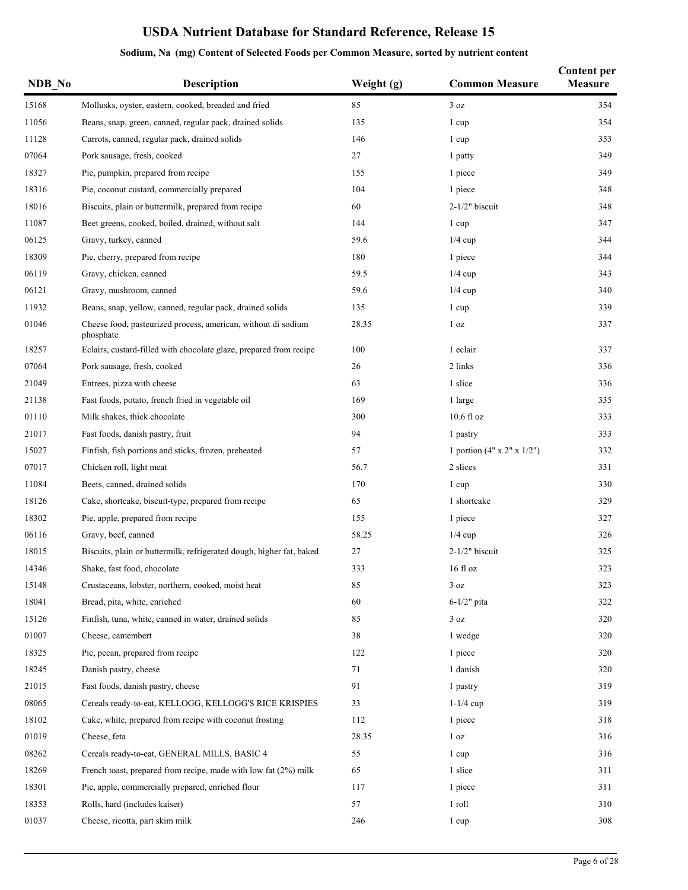# USDA Nutrient Database for Standard Reference, Release 15

## Sodium, Na (mg) Content of Selected Foods per Common Measure, sorted by nutrient content

| NDB_No | Description | Weight (g) | Common Measure | Content per Measure |
|---|---|---|---|---|
| 15168 | Mollusks, oyster, eastern, cooked, breaded and fried | 85 | 3 oz | 354 |
| 11056 | Beans, snap, green, canned, regular pack, drained solids | 135 | 1 cup | 354 |
| 11128 | Carrots, canned, regular pack, drained solids | 146 | 1 cup | 353 |
| 07064 | Pork sausage, fresh, cooked | 27 | 1 patty | 349 |
| 18327 | Pie, pumpkin, prepared from recipe | 155 | 1 piece | 349 |
| 18316 | Pie, coconut custard, commercially prepared | 104 | 1 piece | 348 |
| 18016 | Biscuits, plain or buttermilk, prepared from recipe | 60 | 2-1/2" biscuit | 348 |
| 11087 | Beet greens, cooked, boiled, drained, without salt | 144 | 1 cup | 347 |
| 06125 | Gravy, turkey, canned | 59.6 | 1/4 cup | 344 |
| 18309 | Pie, cherry, prepared from recipe | 180 | 1 piece | 344 |
| 06119 | Gravy, chicken, canned | 59.5 | 1/4 cup | 343 |
| 06121 | Gravy, mushroom, canned | 59.6 | 1/4 cup | 340 |
| 11932 | Beans, snap, yellow, canned, regular pack, drained solids | 135 | 1 cup | 339 |
| 01046 | Cheese food, pasteurized process, american, without di sodium phosphate | 28.35 | 1 oz | 337 |
| 18257 | Eclairs, custard-filled with chocolate glaze, prepared from recipe | 100 | 1 eclair | 337 |
| 07064 | Pork sausage, fresh, cooked | 26 | 2 links | 336 |
| 21049 | Entrees, pizza with cheese | 63 | 1 slice | 336 |
| 21138 | Fast foods, potato, french fried in vegetable oil | 169 | 1 large | 335 |
| 01110 | Milk shakes, thick chocolate | 300 | 10.6 fl oz | 333 |
| 21017 | Fast foods, danish pastry, fruit | 94 | 1 pastry | 333 |
| 15027 | Finfish, fish portions and sticks, frozen, preheated | 57 | 1 portion (4" x 2" x 1/2") | 332 |
| 07017 | Chicken roll, light meat | 56.7 | 2 slices | 331 |
| 11084 | Beets, canned, drained solids | 170 | 1 cup | 330 |
| 18126 | Cake, shortcake, biscuit-type, prepared from recipe | 65 | 1 shortcake | 329 |
| 18302 | Pie, apple, prepared from recipe | 155 | 1 piece | 327 |
| 06116 | Gravy, beef, canned | 58.25 | 1/4 cup | 326 |
| 18015 | Biscuits, plain or buttermilk, refrigerated dough, higher fat, baked | 27 | 2-1/2" biscuit | 325 |
| 14346 | Shake, fast food, chocolate | 333 | 16 fl oz | 323 |
| 15148 | Crustaceans, lobster, northern, cooked, moist heat | 85 | 3 oz | 323 |
| 18041 | Bread, pita, white, enriched | 60 | 6-1/2" pita | 322 |
| 15126 | Finfish, tuna, white, canned in water, drained solids | 85 | 3 oz | 320 |
| 01007 | Cheese, camembert | 38 | 1 wedge | 320 |
| 18325 | Pie, pecan, prepared from recipe | 122 | 1 piece | 320 |
| 18245 | Danish pastry, cheese | 71 | 1 danish | 320 |
| 21015 | Fast foods, danish pastry, cheese | 91 | 1 pastry | 319 |
| 08065 | Cereals ready-to-eat, KELLOGG, KELLOGG'S RICE KRISPIES | 33 | 1-1/4 cup | 319 |
| 18102 | Cake, white, prepared from recipe with coconut frosting | 112 | 1 piece | 318 |
| 01019 | Cheese, feta | 28.35 | 1 oz | 316 |
| 08262 | Cereals ready-to-eat, GENERAL MILLS, BASIC 4 | 55 | 1 cup | 316 |
| 18269 | French toast, prepared from recipe, made with low fat (2%) milk | 65 | 1 slice | 311 |
| 18301 | Pie, apple, commercially prepared, enriched flour | 117 | 1 piece | 311 |
| 18353 | Rolls, hard (includes kaiser) | 57 | 1 roll | 310 |
| 01037 | Cheese, ricotta, part skim milk | 246 | 1 cup | 308 |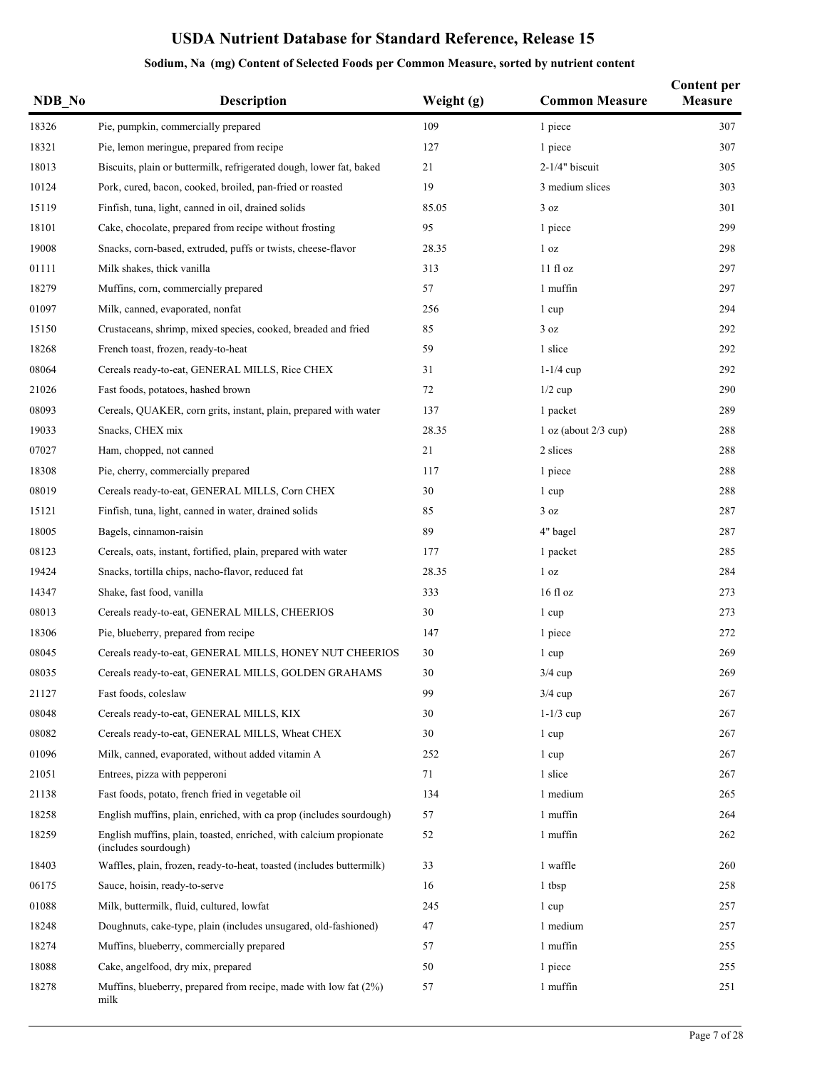# USDA Nutrient Database for Standard Reference, Release 15

## Sodium, Na (mg) Content of Selected Foods per Common Measure, sorted by nutrient content

| NDB_No | Description | Weight (g) | Common Measure | Content per Measure |
|---|---|---|---|---|
| 18326 | Pie, pumpkin, commercially prepared | 109 | 1 piece | 307 |
| 18321 | Pie, lemon meringue, prepared from recipe | 127 | 1 piece | 307 |
| 18013 | Biscuits, plain or buttermilk, refrigerated dough, lower fat, baked | 21 | 2-1/4" biscuit | 305 |
| 10124 | Pork, cured, bacon, cooked, broiled, pan-fried or roasted | 19 | 3 medium slices | 303 |
| 15119 | Finfish, tuna, light, canned in oil, drained solids | 85.05 | 3 oz | 301 |
| 18101 | Cake, chocolate, prepared from recipe without frosting | 95 | 1 piece | 299 |
| 19008 | Snacks, corn-based, extruded, puffs or twists, cheese-flavor | 28.35 | 1 oz | 298 |
| 01111 | Milk shakes, thick vanilla | 313 | 11 fl oz | 297 |
| 18279 | Muffins, corn, commercially prepared | 57 | 1 muffin | 297 |
| 01097 | Milk, canned, evaporated, nonfat | 256 | 1 cup | 294 |
| 15150 | Crustaceans, shrimp, mixed species, cooked, breaded and fried | 85 | 3 oz | 292 |
| 18268 | French toast, frozen, ready-to-heat | 59 | 1 slice | 292 |
| 08064 | Cereals ready-to-eat, GENERAL MILLS, Rice CHEX | 31 | 1-1/4 cup | 292 |
| 21026 | Fast foods, potatoes, hashed brown | 72 | 1/2 cup | 290 |
| 08093 | Cereals, QUAKER, corn grits, instant, plain, prepared with water | 137 | 1 packet | 289 |
| 19033 | Snacks, CHEX mix | 28.35 | 1 oz (about 2/3 cup) | 288 |
| 07027 | Ham, chopped, not canned | 21 | 2 slices | 288 |
| 18308 | Pie, cherry, commercially prepared | 117 | 1 piece | 288 |
| 08019 | Cereals ready-to-eat, GENERAL MILLS, Corn CHEX | 30 | 1 cup | 288 |
| 15121 | Finfish, tuna, light, canned in water, drained solids | 85 | 3 oz | 287 |
| 18005 | Bagels, cinnamon-raisin | 89 | 4" bagel | 287 |
| 08123 | Cereals, oats, instant, fortified, plain, prepared with water | 177 | 1 packet | 285 |
| 19424 | Snacks, tortilla chips, nacho-flavor, reduced fat | 28.35 | 1 oz | 284 |
| 14347 | Shake, fast food, vanilla | 333 | 16 fl oz | 273 |
| 08013 | Cereals ready-to-eat, GENERAL MILLS, CHEERIOS | 30 | 1 cup | 273 |
| 18306 | Pie, blueberry, prepared from recipe | 147 | 1 piece | 272 |
| 08045 | Cereals ready-to-eat, GENERAL MILLS, HONEY NUT CHEERIOS | 30 | 1 cup | 269 |
| 08035 | Cereals ready-to-eat, GENERAL MILLS, GOLDEN GRAHAMS | 30 | 3/4 cup | 269 |
| 21127 | Fast foods, coleslaw | 99 | 3/4 cup | 267 |
| 08048 | Cereals ready-to-eat, GENERAL MILLS, KIX | 30 | 1-1/3 cup | 267 |
| 08082 | Cereals ready-to-eat, GENERAL MILLS, Wheat CHEX | 30 | 1 cup | 267 |
| 01096 | Milk, canned, evaporated, without added vitamin A | 252 | 1 cup | 267 |
| 21051 | Entrees, pizza with pepperoni | 71 | 1 slice | 267 |
| 21138 | Fast foods, potato, french fried in vegetable oil | 134 | 1 medium | 265 |
| 18258 | English muffins, plain, enriched, with ca prop (includes sourdough) | 57 | 1 muffin | 264 |
| 18259 | English muffins, plain, toasted, enriched, with calcium propionate (includes sourdough) | 52 | 1 muffin | 262 |
| 18403 | Waffles, plain, frozen, ready-to-heat, toasted (includes buttermilk) | 33 | 1 waffle | 260 |
| 06175 | Sauce, hoisin, ready-to-serve | 16 | 1 tbsp | 258 |
| 01088 | Milk, buttermilk, fluid, cultured, lowfat | 245 | 1 cup | 257 |
| 18248 | Doughnuts, cake-type, plain (includes unsugared, old-fashioned) | 47 | 1 medium | 257 |
| 18274 | Muffins, blueberry, commercially prepared | 57 | 1 muffin | 255 |
| 18088 | Cake, angelfood, dry mix, prepared | 50 | 1 piece | 255 |
| 18278 | Muffins, blueberry, prepared from recipe, made with low fat (2%) milk | 57 | 1 muffin | 251 |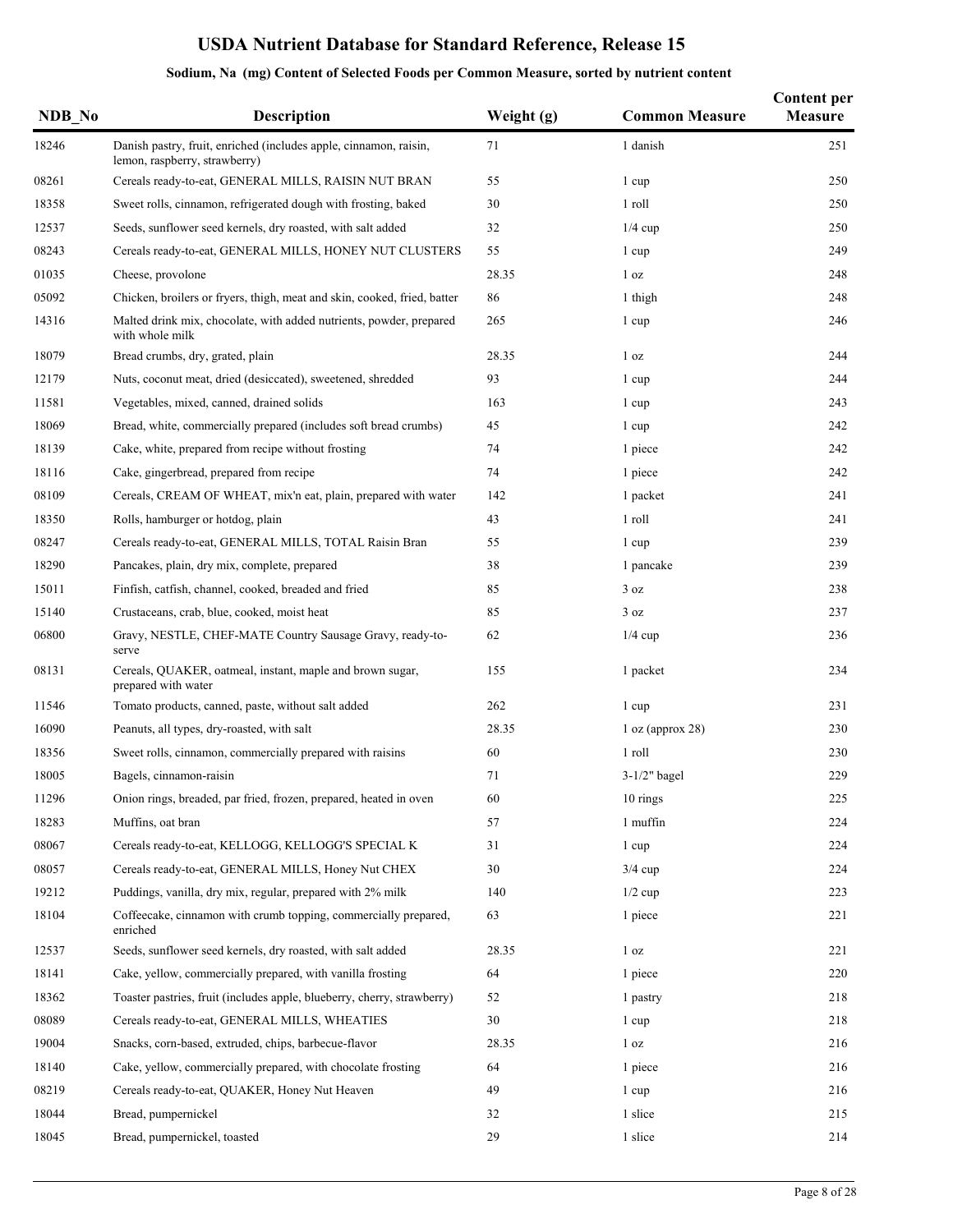# USDA Nutrient Database for Standard Reference, Release 15

## Sodium, Na (mg) Content of Selected Foods per Common Measure, sorted by nutrient content

| NDB_No | Description | Weight (g) | Common Measure | Content per Measure |
|---|---|---|---|---|
| 18246 | Danish pastry, fruit, enriched (includes apple, cinnamon, raisin, lemon, raspberry, strawberry) | 71 | 1 danish | 251 |
| 08261 | Cereals ready-to-eat, GENERAL MILLS, RAISIN NUT BRAN | 55 | 1 cup | 250 |
| 18358 | Sweet rolls, cinnamon, refrigerated dough with frosting, baked | 30 | 1 roll | 250 |
| 12537 | Seeds, sunflower seed kernels, dry roasted, with salt added | 32 | 1/4 cup | 250 |
| 08243 | Cereals ready-to-eat, GENERAL MILLS, HONEY NUT CLUSTERS | 55 | 1 cup | 249 |
| 01035 | Cheese, provolone | 28.35 | 1 oz | 248 |
| 05092 | Chicken, broilers or fryers, thigh, meat and skin, cooked, fried, batter | 86 | 1 thigh | 248 |
| 14316 | Malted drink mix, chocolate, with added nutrients, powder, prepared with whole milk | 265 | 1 cup | 246 |
| 18079 | Bread crumbs, dry, grated, plain | 28.35 | 1 oz | 244 |
| 12179 | Nuts, coconut meat, dried (desiccated), sweetened, shredded | 93 | 1 cup | 244 |
| 11581 | Vegetables, mixed, canned, drained solids | 163 | 1 cup | 243 |
| 18069 | Bread, white, commercially prepared (includes soft bread crumbs) | 45 | 1 cup | 242 |
| 18139 | Cake, white, prepared from recipe without frosting | 74 | 1 piece | 242 |
| 18116 | Cake, gingerbread, prepared from recipe | 74 | 1 piece | 242 |
| 08109 | Cereals, CREAM OF WHEAT, mix'n eat, plain, prepared with water | 142 | 1 packet | 241 |
| 18350 | Rolls, hamburger or hotdog, plain | 43 | 1 roll | 241 |
| 08247 | Cereals ready-to-eat, GENERAL MILLS, TOTAL Raisin Bran | 55 | 1 cup | 239 |
| 18290 | Pancakes, plain, dry mix, complete, prepared | 38 | 1 pancake | 239 |
| 15011 | Finfish, catfish, channel, cooked, breaded and fried | 85 | 3 oz | 238 |
| 15140 | Crustaceans, crab, blue, cooked, moist heat | 85 | 3 oz | 237 |
| 06800 | Gravy, NESTLE, CHEF-MATE Country Sausage Gravy, ready-to-serve | 62 | 1/4 cup | 236 |
| 08131 | Cereals, QUAKER, oatmeal, instant, maple and brown sugar, prepared with water | 155 | 1 packet | 234 |
| 11546 | Tomato products, canned, paste, without salt added | 262 | 1 cup | 231 |
| 16090 | Peanuts, all types, dry-roasted, with salt | 28.35 | 1 oz (approx 28) | 230 |
| 18356 | Sweet rolls, cinnamon, commercially prepared with raisins | 60 | 1 roll | 230 |
| 18005 | Bagels, cinnamon-raisin | 71 | 3-1/2" bagel | 229 |
| 11296 | Onion rings, breaded, par fried, frozen, prepared, heated in oven | 60 | 10 rings | 225 |
| 18283 | Muffins, oat bran | 57 | 1 muffin | 224 |
| 08067 | Cereals ready-to-eat, KELLOGG, KELLOGG'S SPECIAL K | 31 | 1 cup | 224 |
| 08057 | Cereals ready-to-eat, GENERAL MILLS, Honey Nut CHEX | 30 | 3/4 cup | 224 |
| 19212 | Puddings, vanilla, dry mix, regular, prepared with 2% milk | 140 | 1/2 cup | 223 |
| 18104 | Coffeecake, cinnamon with crumb topping, commercially prepared, enriched | 63 | 1 piece | 221 |
| 12537 | Seeds, sunflower seed kernels, dry roasted, with salt added | 28.35 | 1 oz | 221 |
| 18141 | Cake, yellow, commercially prepared, with vanilla frosting | 64 | 1 piece | 220 |
| 18362 | Toaster pastries, fruit (includes apple, blueberry, cherry, strawberry) | 52 | 1 pastry | 218 |
| 08089 | Cereals ready-to-eat, GENERAL MILLS, WHEATIES | 30 | 1 cup | 218 |
| 19004 | Snacks, corn-based, extruded, chips, barbecue-flavor | 28.35 | 1 oz | 216 |
| 18140 | Cake, yellow, commercially prepared, with chocolate frosting | 64 | 1 piece | 216 |
| 08219 | Cereals ready-to-eat, QUAKER, Honey Nut Heaven | 49 | 1 cup | 216 |
| 18044 | Bread, pumpernickel | 32 | 1 slice | 215 |
| 18045 | Bread, pumpernickel, toasted | 29 | 1 slice | 214 |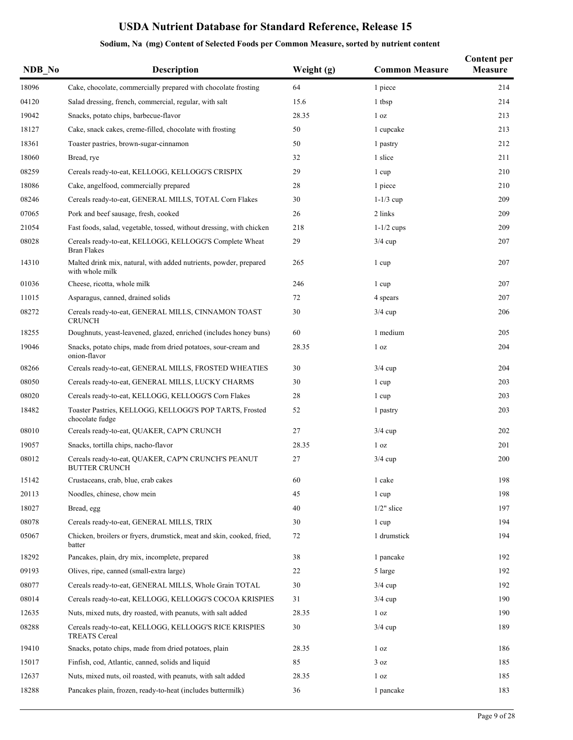# USDA Nutrient Database for Standard Reference, Release 15

## Sodium, Na (mg) Content of Selected Foods per Common Measure, sorted by nutrient content

| NDB_No | Description | Weight (g) | Common Measure | Content per Measure |
|---|---|---|---|---|
| 18096 | Cake, chocolate, commercially prepared with chocolate frosting | 64 | 1 piece | 214 |
| 04120 | Salad dressing, french, commercial, regular, with salt | 15.6 | 1 tbsp | 214 |
| 19042 | Snacks, potato chips, barbecue-flavor | 28.35 | 1 oz | 213 |
| 18127 | Cake, snack cakes, creme-filled, chocolate with frosting | 50 | 1 cupcake | 213 |
| 18361 | Toaster pastries, brown-sugar-cinnamon | 50 | 1 pastry | 212 |
| 18060 | Bread, rye | 32 | 1 slice | 211 |
| 08259 | Cereals ready-to-eat, KELLOGG, KELLOGG'S CRISPIX | 29 | 1 cup | 210 |
| 18086 | Cake, angelfood, commercially prepared | 28 | 1 piece | 210 |
| 08246 | Cereals ready-to-eat, GENERAL MILLS, TOTAL Corn Flakes | 30 | 1-1/3 cup | 209 |
| 07065 | Pork and beef sausage, fresh, cooked | 26 | 2 links | 209 |
| 21054 | Fast foods, salad, vegetable, tossed, without dressing, with chicken | 218 | 1-1/2 cups | 209 |
| 08028 | Cereals ready-to-eat, KELLOGG, KELLOGG'S Complete Wheat Bran Flakes | 29 | 3/4 cup | 207 |
| 14310 | Malted drink mix, natural, with added nutrients, powder, prepared with whole milk | 265 | 1 cup | 207 |
| 01036 | Cheese, ricotta, whole milk | 246 | 1 cup | 207 |
| 11015 | Asparagus, canned, drained solids | 72 | 4 spears | 207 |
| 08272 | Cereals ready-to-eat, GENERAL MILLS, CINNAMON TOAST CRUNCH | 30 | 3/4 cup | 206 |
| 18255 | Doughnuts, yeast-leavened, glazed, enriched (includes honey buns) | 60 | 1 medium | 205 |
| 19046 | Snacks, potato chips, made from dried potatoes, sour-cream and onion-flavor | 28.35 | 1 oz | 204 |
| 08266 | Cereals ready-to-eat, GENERAL MILLS, FROSTED WHEATIES | 30 | 3/4 cup | 204 |
| 08050 | Cereals ready-to-eat, GENERAL MILLS, LUCKY CHARMS | 30 | 1 cup | 203 |
| 08020 | Cereals ready-to-eat, KELLOGG, KELLOGG'S Corn Flakes | 28 | 1 cup | 203 |
| 18482 | Toaster Pastries, KELLOGG, KELLOGG'S POP TARTS, Frosted chocolate fudge | 52 | 1 pastry | 203 |
| 08010 | Cereals ready-to-eat, QUAKER, CAP'N CRUNCH | 27 | 3/4 cup | 202 |
| 19057 | Snacks, tortilla chips, nacho-flavor | 28.35 | 1 oz | 201 |
| 08012 | Cereals ready-to-eat, QUAKER, CAP'N CRUNCH'S PEANUT BUTTER CRUNCH | 27 | 3/4 cup | 200 |
| 15142 | Crustaceans, crab, blue, crab cakes | 60 | 1 cake | 198 |
| 20113 | Noodles, chinese, chow mein | 45 | 1 cup | 198 |
| 18027 | Bread, egg | 40 | 1/2" slice | 197 |
| 08078 | Cereals ready-to-eat, GENERAL MILLS, TRIX | 30 | 1 cup | 194 |
| 05067 | Chicken, broilers or fryers, drumstick, meat and skin, cooked, fried, batter | 72 | 1 drumstick | 194 |
| 18292 | Pancakes, plain, dry mix, incomplete, prepared | 38 | 1 pancake | 192 |
| 09193 | Olives, ripe, canned (small-extra large) | 22 | 5 large | 192 |
| 08077 | Cereals ready-to-eat, GENERAL MILLS, Whole Grain TOTAL | 30 | 3/4 cup | 192 |
| 08014 | Cereals ready-to-eat, KELLOGG, KELLOGG'S COCOA KRISPIES | 31 | 3/4 cup | 190 |
| 12635 | Nuts, mixed nuts, dry roasted, with peanuts, with salt added | 28.35 | 1 oz | 190 |
| 08288 | Cereals ready-to-eat, KELLOGG, KELLOGG'S RICE KRISPIES TREATS Cereal | 30 | 3/4 cup | 189 |
| 19410 | Snacks, potato chips, made from dried potatoes, plain | 28.35 | 1 oz | 186 |
| 15017 | Finfish, cod, Atlantic, canned, solids and liquid | 85 | 3 oz | 185 |
| 12637 | Nuts, mixed nuts, oil roasted, with peanuts, with salt added | 28.35 | 1 oz | 185 |
| 18288 | Pancakes plain, frozen, ready-to-heat (includes buttermilk) | 36 | 1 pancake | 183 |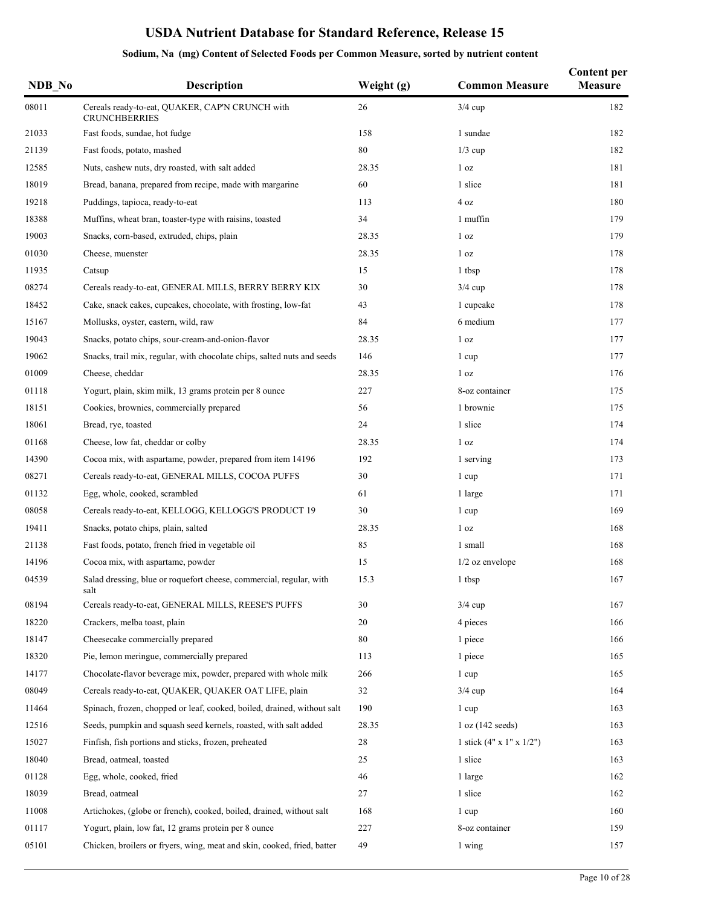# USDA Nutrient Database for Standard Reference, Release 15

## Sodium, Na (mg) Content of Selected Foods per Common Measure, sorted by nutrient content

| NDB_No | Description | Weight (g) | Common Measure | Content per Measure |
|---|---|---|---|---|
| 08011 | Cereals ready-to-eat, QUAKER, CAP'N CRUNCH with CRUNCHBERRIES | 26 | 3/4 cup | 182 |
| 21033 | Fast foods, sundae, hot fudge | 158 | 1 sundae | 182 |
| 21139 | Fast foods, potato, mashed | 80 | 1/3 cup | 182 |
| 12585 | Nuts, cashew nuts, dry roasted, with salt added | 28.35 | 1 oz | 181 |
| 18019 | Bread, banana, prepared from recipe, made with margarine | 60 | 1 slice | 181 |
| 19218 | Puddings, tapioca, ready-to-eat | 113 | 4 oz | 180 |
| 18388 | Muffins, wheat bran, toaster-type with raisins, toasted | 34 | 1 muffin | 179 |
| 19003 | Snacks, corn-based, extruded, chips, plain | 28.35 | 1 oz | 179 |
| 01030 | Cheese, muenster | 28.35 | 1 oz | 178 |
| 11935 | Catsup | 15 | 1 tbsp | 178 |
| 08274 | Cereals ready-to-eat, GENERAL MILLS, BERRY BERRY KIX | 30 | 3/4 cup | 178 |
| 18452 | Cake, snack cakes, cupcakes, chocolate, with frosting, low-fat | 43 | 1 cupcake | 178 |
| 15167 | Mollusks, oyster, eastern, wild, raw | 84 | 6 medium | 177 |
| 19043 | Snacks, potato chips, sour-cream-and-onion-flavor | 28.35 | 1 oz | 177 |
| 19062 | Snacks, trail mix, regular, with chocolate chips, salted nuts and seeds | 146 | 1 cup | 177 |
| 01009 | Cheese, cheddar | 28.35 | 1 oz | 176 |
| 01118 | Yogurt, plain, skim milk, 13 grams protein per 8 ounce | 227 | 8-oz container | 175 |
| 18151 | Cookies, brownies, commercially prepared | 56 | 1 brownie | 175 |
| 18061 | Bread, rye, toasted | 24 | 1 slice | 174 |
| 01168 | Cheese, low fat, cheddar or colby | 28.35 | 1 oz | 174 |
| 14390 | Cocoa mix, with aspartame, powder, prepared from item 14196 | 192 | 1 serving | 173 |
| 08271 | Cereals ready-to-eat, GENERAL MILLS, COCOA PUFFS | 30 | 1 cup | 171 |
| 01132 | Egg, whole, cooked, scrambled | 61 | 1 large | 171 |
| 08058 | Cereals ready-to-eat, KELLOGG, KELLOGG'S PRODUCT 19 | 30 | 1 cup | 169 |
| 19411 | Snacks, potato chips, plain, salted | 28.35 | 1 oz | 168 |
| 21138 | Fast foods, potato, french fried in vegetable oil | 85 | 1 small | 168 |
| 14196 | Cocoa mix, with aspartame, powder | 15 | 1/2 oz envelope | 168 |
| 04539 | Salad dressing, blue or roquefort cheese, commercial, regular, with salt | 15.3 | 1 tbsp | 167 |
| 08194 | Cereals ready-to-eat, GENERAL MILLS, REESE'S PUFFS | 30 | 3/4 cup | 167 |
| 18220 | Crackers, melba toast, plain | 20 | 4 pieces | 166 |
| 18147 | Cheesecake commercially prepared | 80 | 1 piece | 166 |
| 18320 | Pie, lemon meringue, commercially prepared | 113 | 1 piece | 165 |
| 14177 | Chocolate-flavor beverage mix, powder, prepared with whole milk | 266 | 1 cup | 165 |
| 08049 | Cereals ready-to-eat, QUAKER, QUAKER OAT LIFE, plain | 32 | 3/4 cup | 164 |
| 11464 | Spinach, frozen, chopped or leaf, cooked, boiled, drained, without salt | 190 | 1 cup | 163 |
| 12516 | Seeds, pumpkin and squash seed kernels, roasted, with salt added | 28.35 | 1 oz (142 seeds) | 163 |
| 15027 | Finfish, fish portions and sticks, frozen, preheated | 28 | 1 stick (4" x 1" x 1/2") | 163 |
| 18040 | Bread, oatmeal, toasted | 25 | 1 slice | 163 |
| 01128 | Egg, whole, cooked, fried | 46 | 1 large | 162 |
| 18039 | Bread, oatmeal | 27 | 1 slice | 162 |
| 11008 | Artichokes, (globe or french), cooked, boiled, drained, without salt | 168 | 1 cup | 160 |
| 01117 | Yogurt, plain, low fat, 12 grams protein per 8 ounce | 227 | 8-oz container | 159 |
| 05101 | Chicken, broilers or fryers, wing, meat and skin, cooked, fried, batter | 49 | 1 wing | 157 |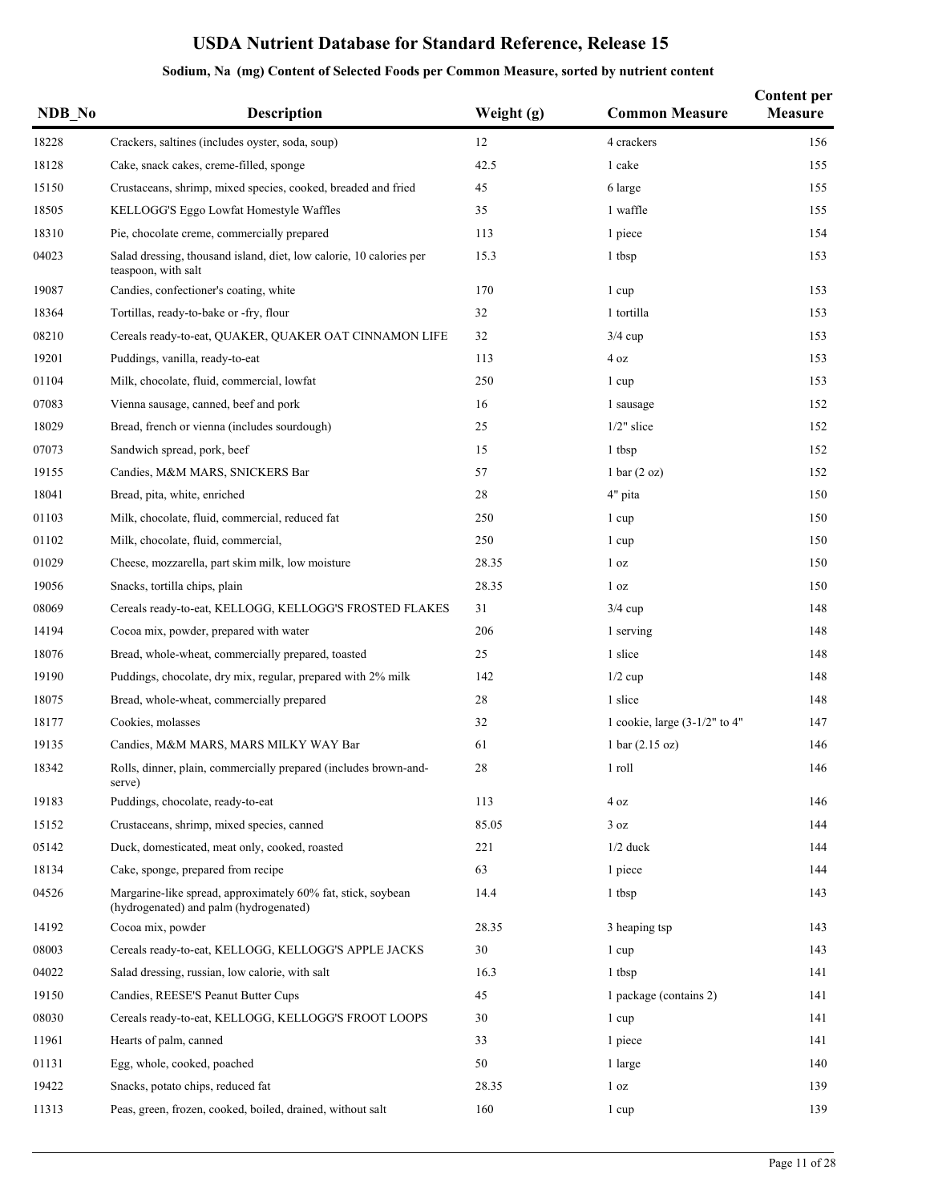# USDA Nutrient Database for Standard Reference, Release 15

## Sodium, Na (mg) Content of Selected Foods per Common Measure, sorted by nutrient content

| NDB_No | Description | Weight (g) | Common Measure | Content per Measure |
|---|---|---|---|---|
| 18228 | Crackers, saltines (includes oyster, soda, soup) | 12 | 4 crackers | 156 |
| 18128 | Cake, snack cakes, creme-filled, sponge | 42.5 | 1 cake | 155 |
| 15150 | Crustaceans, shrimp, mixed species, cooked, breaded and fried | 45 | 6 large | 155 |
| 18505 | KELLOGG'S Eggo Lowfat Homestyle Waffles | 35 | 1 waffle | 155 |
| 18310 | Pie, chocolate creme, commercially prepared | 113 | 1 piece | 154 |
| 04023 | Salad dressing, thousand island, diet, low calorie, 10 calories per teaspoon, with salt | 15.3 | 1 tbsp | 153 |
| 19087 | Candies, confectioner's coating, white | 170 | 1 cup | 153 |
| 18364 | Tortillas, ready-to-bake or -fry, flour | 32 | 1 tortilla | 153 |
| 08210 | Cereals ready-to-eat, QUAKER, QUAKER OAT CINNAMON LIFE | 32 | 3/4 cup | 153 |
| 19201 | Puddings, vanilla, ready-to-eat | 113 | 4 oz | 153 |
| 01104 | Milk, chocolate, fluid, commercial, lowfat | 250 | 1 cup | 153 |
| 07083 | Vienna sausage, canned, beef and pork | 16 | 1 sausage | 152 |
| 18029 | Bread, french or vienna (includes sourdough) | 25 | 1/2" slice | 152 |
| 07073 | Sandwich spread, pork, beef | 15 | 1 tbsp | 152 |
| 19155 | Candies, M&M MARS, SNICKERS Bar | 57 | 1 bar (2 oz) | 152 |
| 18041 | Bread, pita, white, enriched | 28 | 4" pita | 150 |
| 01103 | Milk, chocolate, fluid, commercial, reduced fat | 250 | 1 cup | 150 |
| 01102 | Milk, chocolate, fluid, commercial, | 250 | 1 cup | 150 |
| 01029 | Cheese, mozzarella, part skim milk, low moisture | 28.35 | 1 oz | 150 |
| 19056 | Snacks, tortilla chips, plain | 28.35 | 1 oz | 150 |
| 08069 | Cereals ready-to-eat, KELLOGG, KELLOGG'S FROSTED FLAKES | 31 | 3/4 cup | 148 |
| 14194 | Cocoa mix, powder, prepared with water | 206 | 1 serving | 148 |
| 18076 | Bread, whole-wheat, commercially prepared, toasted | 25 | 1 slice | 148 |
| 19190 | Puddings, chocolate, dry mix, regular, prepared with 2% milk | 142 | 1/2 cup | 148 |
| 18075 | Bread, whole-wheat, commercially prepared | 28 | 1 slice | 148 |
| 18177 | Cookies, molasses | 32 | 1 cookie, large (3-1/2" to 4" | 147 |
| 19135 | Candies, M&M MARS, MARS MILKY WAY Bar | 61 | 1 bar (2.15 oz) | 146 |
| 18342 | Rolls, dinner, plain, commercially prepared (includes brown-and-serve) | 28 | 1 roll | 146 |
| 19183 | Puddings, chocolate, ready-to-eat | 113 | 4 oz | 146 |
| 15152 | Crustaceans, shrimp, mixed species, canned | 85.05 | 3 oz | 144 |
| 05142 | Duck, domesticated, meat only, cooked, roasted | 221 | 1/2 duck | 144 |
| 18134 | Cake, sponge, prepared from recipe | 63 | 1 piece | 144 |
| 04526 | Margarine-like spread, approximately 60% fat, stick, soybean (hydrogenated) and palm (hydrogenated) | 14.4 | 1 tbsp | 143 |
| 14192 | Cocoa mix, powder | 28.35 | 3 heaping tsp | 143 |
| 08003 | Cereals ready-to-eat, KELLOGG, KELLOGG'S APPLE JACKS | 30 | 1 cup | 143 |
| 04022 | Salad dressing, russian, low calorie, with salt | 16.3 | 1 tbsp | 141 |
| 19150 | Candies, REESE'S Peanut Butter Cups | 45 | 1 package (contains 2) | 141 |
| 08030 | Cereals ready-to-eat, KELLOGG, KELLOGG'S FROOT LOOPS | 30 | 1 cup | 141 |
| 11961 | Hearts of palm, canned | 33 | 1 piece | 141 |
| 01131 | Egg, whole, cooked, poached | 50 | 1 large | 140 |
| 19422 | Snacks, potato chips, reduced fat | 28.35 | 1 oz | 139 |
| 11313 | Peas, green, frozen, cooked, boiled, drained, without salt | 160 | 1 cup | 139 |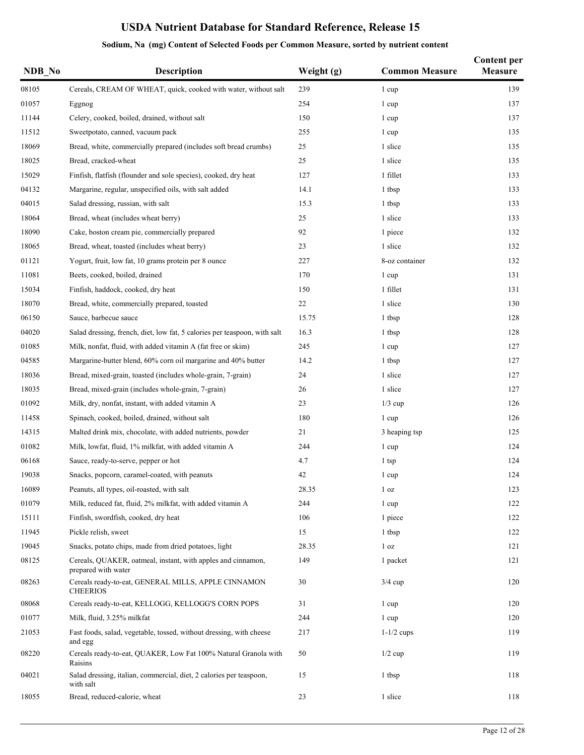# USDA Nutrient Database for Standard Reference, Release 15

## Sodium, Na (mg) Content of Selected Foods per Common Measure, sorted by nutrient content

| NDB_No | Description | Weight (g) | Common Measure | Content per Measure |
|---|---|---|---|---|
| 08105 | Cereals, CREAM OF WHEAT, quick, cooked with water, without salt | 239 | 1 cup | 139 |
| 01057 | Eggnog | 254 | 1 cup | 137 |
| 11144 | Celery, cooked, boiled, drained, without salt | 150 | 1 cup | 137 |
| 11512 | Sweetpotato, canned, vacuum pack | 255 | 1 cup | 135 |
| 18069 | Bread, white, commercially prepared (includes soft bread crumbs) | 25 | 1 slice | 135 |
| 18025 | Bread, cracked-wheat | 25 | 1 slice | 135 |
| 15029 | Finfish, flatfish (flounder and sole species), cooked, dry heat | 127 | 1 fillet | 133 |
| 04132 | Margarine, regular, unspecified oils, with salt added | 14.1 | 1 tbsp | 133 |
| 04015 | Salad dressing, russian, with salt | 15.3 | 1 tbsp | 133 |
| 18064 | Bread, wheat (includes wheat berry) | 25 | 1 slice | 133 |
| 18090 | Cake, boston cream pie, commercially prepared | 92 | 1 piece | 132 |
| 18065 | Bread, wheat, toasted (includes wheat berry) | 23 | 1 slice | 132 |
| 01121 | Yogurt, fruit, low fat, 10 grams protein per 8 ounce | 227 | 8-oz container | 132 |
| 11081 | Beets, cooked, boiled, drained | 170 | 1 cup | 131 |
| 15034 | Finfish, haddock, cooked, dry heat | 150 | 1 fillet | 131 |
| 18070 | Bread, white, commercially prepared, toasted | 22 | 1 slice | 130 |
| 06150 | Sauce, barbecue sauce | 15.75 | 1 tbsp | 128 |
| 04020 | Salad dressing, french, diet, low fat, 5 calories per teaspoon, with salt | 16.3 | 1 tbsp | 128 |
| 01085 | Milk, nonfat, fluid, with added vitamin A (fat free or skim) | 245 | 1 cup | 127 |
| 04585 | Margarine-butter blend, 60% corn oil margarine and 40% butter | 14.2 | 1 tbsp | 127 |
| 18036 | Bread, mixed-grain, toasted (includes whole-grain, 7-grain) | 24 | 1 slice | 127 |
| 18035 | Bread, mixed-grain (includes whole-grain, 7-grain) | 26 | 1 slice | 127 |
| 01092 | Milk, dry, nonfat, instant, with added vitamin A | 23 | 1/3 cup | 126 |
| 11458 | Spinach, cooked, boiled, drained, without salt | 180 | 1 cup | 126 |
| 14315 | Malted drink mix, chocolate, with added nutrients, powder | 21 | 3 heaping tsp | 125 |
| 01082 | Milk, lowfat, fluid, 1% milkfat, with added vitamin A | 244 | 1 cup | 124 |
| 06168 | Sauce, ready-to-serve, pepper or hot | 4.7 | 1 tsp | 124 |
| 19038 | Snacks, popcorn, caramel-coated, with peanuts | 42 | 1 cup | 124 |
| 16089 | Peanuts, all types, oil-roasted, with salt | 28.35 | 1 oz | 123 |
| 01079 | Milk, reduced fat, fluid, 2% milkfat, with added vitamin A | 244 | 1 cup | 122 |
| 15111 | Finfish, swordfish, cooked, dry heat | 106 | 1 piece | 122 |
| 11945 | Pickle relish, sweet | 15 | 1 tbsp | 122 |
| 19045 | Snacks, potato chips, made from dried potatoes, light | 28.35 | 1 oz | 121 |
| 08125 | Cereals, QUAKER, oatmeal, instant, with apples and cinnamon, prepared with water | 149 | 1 packet | 121 |
| 08263 | Cereals ready-to-eat, GENERAL MILLS, APPLE CINNAMON CHEERIOS | 30 | 3/4 cup | 120 |
| 08068 | Cereals ready-to-eat, KELLOGG, KELLOGG'S CORN POPS | 31 | 1 cup | 120 |
| 01077 | Milk, fluid, 3.25% milkfat | 244 | 1 cup | 120 |
| 21053 | Fast foods, salad, vegetable, tossed, without dressing, with cheese and egg | 217 | 1-1/2 cups | 119 |
| 08220 | Cereals ready-to-eat, QUAKER, Low Fat 100% Natural Granola with Raisins | 50 | 1/2 cup | 119 |
| 04021 | Salad dressing, italian, commercial, diet, 2 calories per teaspoon, with salt | 15 | 1 tbsp | 118 |
| 18055 | Bread, reduced-calorie, wheat | 23 | 1 slice | 118 |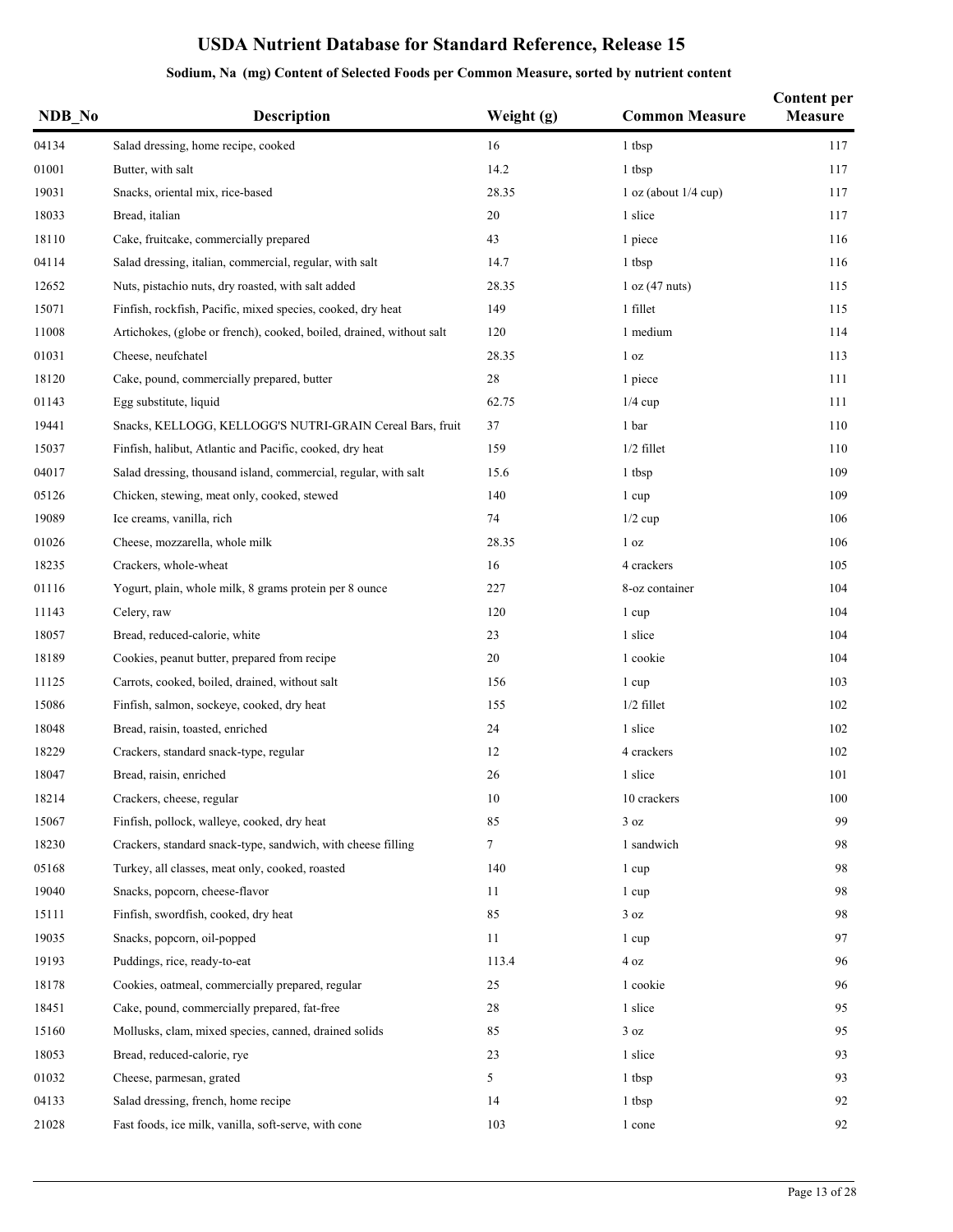# USDA Nutrient Database for Standard Reference, Release 15

## Sodium, Na (mg) Content of Selected Foods per Common Measure, sorted by nutrient content

| NDB_No | Description | Weight (g) | Common Measure | Content per Measure |
|---|---|---|---|---|
| 04134 | Salad dressing, home recipe, cooked | 16 | 1 tbsp | 117 |
| 01001 | Butter, with salt | 14.2 | 1 tbsp | 117 |
| 19031 | Snacks, oriental mix, rice-based | 28.35 | 1 oz (about 1/4 cup) | 117 |
| 18033 | Bread, italian | 20 | 1 slice | 117 |
| 18110 | Cake, fruitcake, commercially prepared | 43 | 1 piece | 116 |
| 04114 | Salad dressing, italian, commercial, regular, with salt | 14.7 | 1 tbsp | 116 |
| 12652 | Nuts, pistachio nuts, dry roasted, with salt added | 28.35 | 1 oz (47 nuts) | 115 |
| 15071 | Finfish, rockfish, Pacific, mixed species, cooked, dry heat | 149 | 1 fillet | 115 |
| 11008 | Artichokes, (globe or french), cooked, boiled, drained, without salt | 120 | 1 medium | 114 |
| 01031 | Cheese, neufchatel | 28.35 | 1 oz | 113 |
| 18120 | Cake, pound, commercially prepared, butter | 28 | 1 piece | 111 |
| 01143 | Egg substitute, liquid | 62.75 | 1/4 cup | 111 |
| 19441 | Snacks, KELLOGG, KELLOGG'S NUTRI-GRAIN Cereal Bars, fruit | 37 | 1 bar | 110 |
| 15037 | Finfish, halibut, Atlantic and Pacific, cooked, dry heat | 159 | 1/2 fillet | 110 |
| 04017 | Salad dressing, thousand island, commercial, regular, with salt | 15.6 | 1 tbsp | 109 |
| 05126 | Chicken, stewing, meat only, cooked, stewed | 140 | 1 cup | 109 |
| 19089 | Ice creams, vanilla, rich | 74 | 1/2 cup | 106 |
| 01026 | Cheese, mozzarella, whole milk | 28.35 | 1 oz | 106 |
| 18235 | Crackers, whole-wheat | 16 | 4 crackers | 105 |
| 01116 | Yogurt, plain, whole milk, 8 grams protein per 8 ounce | 227 | 8-oz container | 104 |
| 11143 | Celery, raw | 120 | 1 cup | 104 |
| 18057 | Bread, reduced-calorie, white | 23 | 1 slice | 104 |
| 18189 | Cookies, peanut butter, prepared from recipe | 20 | 1 cookie | 104 |
| 11125 | Carrots, cooked, boiled, drained, without salt | 156 | 1 cup | 103 |
| 15086 | Finfish, salmon, sockeye, cooked, dry heat | 155 | 1/2 fillet | 102 |
| 18048 | Bread, raisin, toasted, enriched | 24 | 1 slice | 102 |
| 18229 | Crackers, standard snack-type, regular | 12 | 4 crackers | 102 |
| 18047 | Bread, raisin, enriched | 26 | 1 slice | 101 |
| 18214 | Crackers, cheese, regular | 10 | 10 crackers | 100 |
| 15067 | Finfish, pollock, walleye, cooked, dry heat | 85 | 3 oz | 99 |
| 18230 | Crackers, standard snack-type, sandwich, with cheese filling | 7 | 1 sandwich | 98 |
| 05168 | Turkey, all classes, meat only, cooked, roasted | 140 | 1 cup | 98 |
| 19040 | Snacks, popcorn, cheese-flavor | 11 | 1 cup | 98 |
| 15111 | Finfish, swordfish, cooked, dry heat | 85 | 3 oz | 98 |
| 19035 | Snacks, popcorn, oil-popped | 11 | 1 cup | 97 |
| 19193 | Puddings, rice, ready-to-eat | 113.4 | 4 oz | 96 |
| 18178 | Cookies, oatmeal, commercially prepared, regular | 25 | 1 cookie | 96 |
| 18451 | Cake, pound, commercially prepared, fat-free | 28 | 1 slice | 95 |
| 15160 | Mollusks, clam, mixed species, canned, drained solids | 85 | 3 oz | 95 |
| 18053 | Bread, reduced-calorie, rye | 23 | 1 slice | 93 |
| 01032 | Cheese, parmesan, grated | 5 | 1 tbsp | 93 |
| 04133 | Salad dressing, french, home recipe | 14 | 1 tbsp | 92 |
| 21028 | Fast foods, ice milk, vanilla, soft-serve, with cone | 103 | 1 cone | 92 |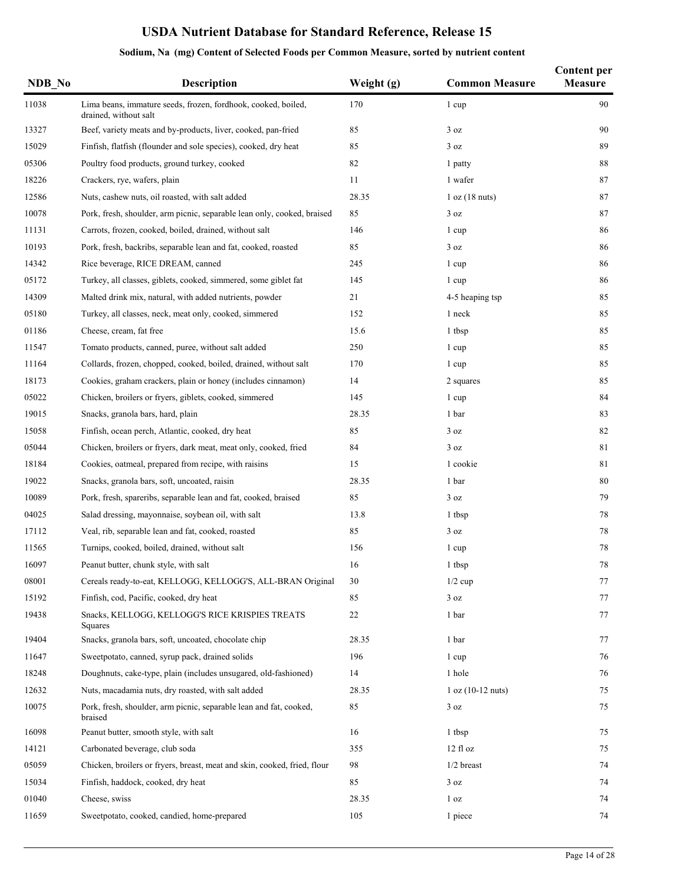# USDA Nutrient Database for Standard Reference, Release 15

## Sodium, Na (mg) Content of Selected Foods per Common Measure, sorted by nutrient content

| NDB_No | Description | Weight (g) | Common Measure | Content per Measure |
|---|---|---|---|---|
| 11038 | Lima beans, immature seeds, frozen, fordhook, cooked, boiled, drained, without salt | 170 | 1 cup | 90 |
| 13327 | Beef, variety meats and by-products, liver, cooked, pan-fried | 85 | 3 oz | 90 |
| 15029 | Finfish, flatfish (flounder and sole species), cooked, dry heat | 85 | 3 oz | 89 |
| 05306 | Poultry food products, ground turkey, cooked | 82 | 1 patty | 88 |
| 18226 | Crackers, rye, wafers, plain | 11 | 1 wafer | 87 |
| 12586 | Nuts, cashew nuts, oil roasted, with salt added | 28.35 | 1 oz (18 nuts) | 87 |
| 10078 | Pork, fresh, shoulder, arm picnic, separable lean only, cooked, braised | 85 | 3 oz | 87 |
| 11131 | Carrots, frozen, cooked, boiled, drained, without salt | 146 | 1 cup | 86 |
| 10193 | Pork, fresh, backribs, separable lean and fat, cooked, roasted | 85 | 3 oz | 86 |
| 14342 | Rice beverage, RICE DREAM, canned | 245 | 1 cup | 86 |
| 05172 | Turkey, all classes, giblets, cooked, simmered, some giblet fat | 145 | 1 cup | 86 |
| 14309 | Malted drink mix, natural, with added nutrients, powder | 21 | 4-5 heaping tsp | 85 |
| 05180 | Turkey, all classes, neck, meat only, cooked, simmered | 152 | 1 neck | 85 |
| 01186 | Cheese, cream, fat free | 15.6 | 1 tbsp | 85 |
| 11547 | Tomato products, canned, puree, without salt added | 250 | 1 cup | 85 |
| 11164 | Collards, frozen, chopped, cooked, boiled, drained, without salt | 170 | 1 cup | 85 |
| 18173 | Cookies, graham crackers, plain or honey (includes cinnamon) | 14 | 2 squares | 85 |
| 05022 | Chicken, broilers or fryers, giblets, cooked, simmered | 145 | 1 cup | 84 |
| 19015 | Snacks, granola bars, hard, plain | 28.35 | 1 bar | 83 |
| 15058 | Finfish, ocean perch, Atlantic, cooked, dry heat | 85 | 3 oz | 82 |
| 05044 | Chicken, broilers or fryers, dark meat, meat only, cooked, fried | 84 | 3 oz | 81 |
| 18184 | Cookies, oatmeal, prepared from recipe, with raisins | 15 | 1 cookie | 81 |
| 19022 | Snacks, granola bars, soft, uncoated, raisin | 28.35 | 1 bar | 80 |
| 10089 | Pork, fresh, spareribs, separable lean and fat, cooked, braised | 85 | 3 oz | 79 |
| 04025 | Salad dressing, mayonnaise, soybean oil, with salt | 13.8 | 1 tbsp | 78 |
| 17112 | Veal, rib, separable lean and fat, cooked, roasted | 85 | 3 oz | 78 |
| 11565 | Turnips, cooked, boiled, drained, without salt | 156 | 1 cup | 78 |
| 16097 | Peanut butter, chunk style, with salt | 16 | 1 tbsp | 78 |
| 08001 | Cereals ready-to-eat, KELLOGG, KELLOGG'S, ALL-BRAN Original | 30 | 1/2 cup | 77 |
| 15192 | Finfish, cod, Pacific, cooked, dry heat | 85 | 3 oz | 77 |
| 19438 | Snacks, KELLOGG, KELLOGG'S RICE KRISPIES TREATS Squares | 22 | 1 bar | 77 |
| 19404 | Snacks, granola bars, soft, uncoated, chocolate chip | 28.35 | 1 bar | 77 |
| 11647 | Sweetpotato, canned, syrup pack, drained solids | 196 | 1 cup | 76 |
| 18248 | Doughnuts, cake-type, plain (includes unsugared, old-fashioned) | 14 | 1 hole | 76 |
| 12632 | Nuts, macadamia nuts, dry roasted, with salt added | 28.35 | 1 oz (10-12 nuts) | 75 |
| 10075 | Pork, fresh, shoulder, arm picnic, separable lean and fat, cooked, braised | 85 | 3 oz | 75 |
| 16098 | Peanut butter, smooth style, with salt | 16 | 1 tbsp | 75 |
| 14121 | Carbonated beverage, club soda | 355 | 12 fl oz | 75 |
| 05059 | Chicken, broilers or fryers, breast, meat and skin, cooked, fried, flour | 98 | 1/2 breast | 74 |
| 15034 | Finfish, haddock, cooked, dry heat | 85 | 3 oz | 74 |
| 01040 | Cheese, swiss | 28.35 | 1 oz | 74 |
| 11659 | Sweetpotato, cooked, candied, home-prepared | 105 | 1 piece | 74 |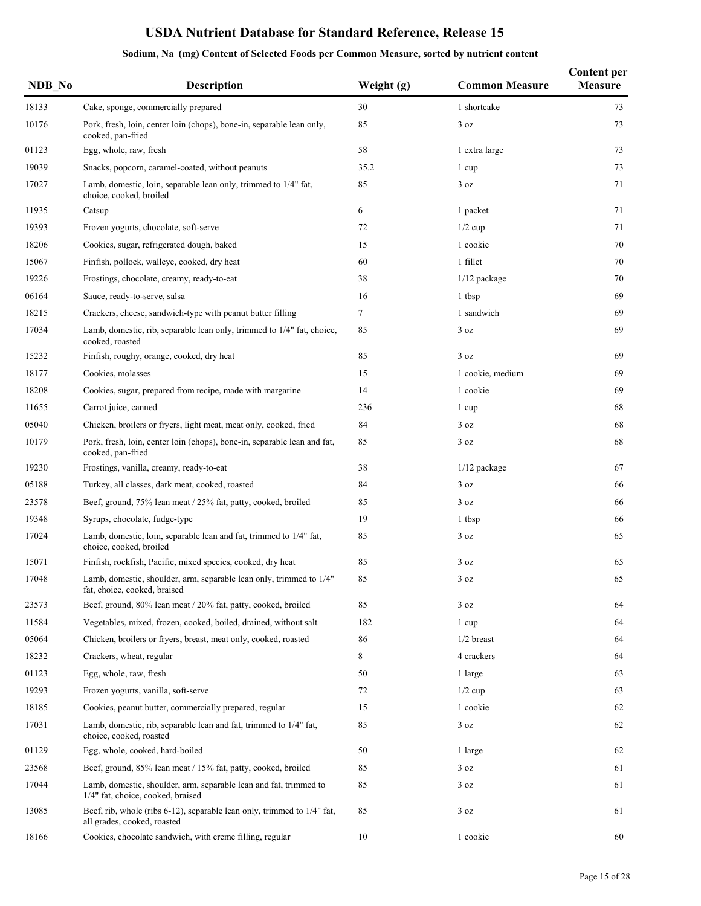# USDA Nutrient Database for Standard Reference, Release 15

## Sodium, Na (mg) Content of Selected Foods per Common Measure, sorted by nutrient content

| NDB_No | Description | Weight (g) | Common Measure | Content per Measure |
|---|---|---|---|---|
| 18133 | Cake, sponge, commercially prepared | 30 | 1 shortcake | 73 |
| 10176 | Pork, fresh, loin, center loin (chops), bone-in, separable lean only, cooked, pan-fried | 85 | 3 oz | 73 |
| 01123 | Egg, whole, raw, fresh | 58 | 1 extra large | 73 |
| 19039 | Snacks, popcorn, caramel-coated, without peanuts | 35.2 | 1 cup | 73 |
| 17027 | Lamb, domestic, loin, separable lean only, trimmed to 1/4" fat, choice, cooked, broiled | 85 | 3 oz | 71 |
| 11935 | Catsup | 6 | 1 packet | 71 |
| 19393 | Frozen yogurts, chocolate, soft-serve | 72 | 1/2 cup | 71 |
| 18206 | Cookies, sugar, refrigerated dough, baked | 15 | 1 cookie | 70 |
| 15067 | Finfish, pollock, walleye, cooked, dry heat | 60 | 1 fillet | 70 |
| 19226 | Frostings, chocolate, creamy, ready-to-eat | 38 | 1/12 package | 70 |
| 06164 | Sauce, ready-to-serve, salsa | 16 | 1 tbsp | 69 |
| 18215 | Crackers, cheese, sandwich-type with peanut butter filling | 7 | 1 sandwich | 69 |
| 17034 | Lamb, domestic, rib, separable lean only, trimmed to 1/4" fat, choice, cooked, roasted | 85 | 3 oz | 69 |
| 15232 | Finfish, roughy, orange, cooked, dry heat | 85 | 3 oz | 69 |
| 18177 | Cookies, molasses | 15 | 1 cookie, medium | 69 |
| 18208 | Cookies, sugar, prepared from recipe, made with margarine | 14 | 1 cookie | 69 |
| 11655 | Carrot juice, canned | 236 | 1 cup | 68 |
| 05040 | Chicken, broilers or fryers, light meat, meat only, cooked, fried | 84 | 3 oz | 68 |
| 10179 | Pork, fresh, loin, center loin (chops), bone-in, separable lean and fat, cooked, pan-fried | 85 | 3 oz | 68 |
| 19230 | Frostings, vanilla, creamy, ready-to-eat | 38 | 1/12 package | 67 |
| 05188 | Turkey, all classes, dark meat, cooked, roasted | 84 | 3 oz | 66 |
| 23578 | Beef, ground, 75% lean meat / 25% fat, patty, cooked, broiled | 85 | 3 oz | 66 |
| 19348 | Syrups, chocolate, fudge-type | 19 | 1 tbsp | 66 |
| 17024 | Lamb, domestic, loin, separable lean and fat, trimmed to 1/4" fat, choice, cooked, broiled | 85 | 3 oz | 65 |
| 15071 | Finfish, rockfish, Pacific, mixed species, cooked, dry heat | 85 | 3 oz | 65 |
| 17048 | Lamb, domestic, shoulder, arm, separable lean only, trimmed to 1/4" fat, choice, cooked, braised | 85 | 3 oz | 65 |
| 23573 | Beef, ground, 80% lean meat / 20% fat, patty, cooked, broiled | 85 | 3 oz | 64 |
| 11584 | Vegetables, mixed, frozen, cooked, boiled, drained, without salt | 182 | 1 cup | 64 |
| 05064 | Chicken, broilers or fryers, breast, meat only, cooked, roasted | 86 | 1/2 breast | 64 |
| 18232 | Crackers, wheat, regular | 8 | 4 crackers | 64 |
| 01123 | Egg, whole, raw, fresh | 50 | 1 large | 63 |
| 19293 | Frozen yogurts, vanilla, soft-serve | 72 | 1/2 cup | 63 |
| 18185 | Cookies, peanut butter, commercially prepared, regular | 15 | 1 cookie | 62 |
| 17031 | Lamb, domestic, rib, separable lean and fat, trimmed to 1/4" fat, choice, cooked, roasted | 85 | 3 oz | 62 |
| 01129 | Egg, whole, cooked, hard-boiled | 50 | 1 large | 62 |
| 23568 | Beef, ground, 85% lean meat / 15% fat, patty, cooked, broiled | 85 | 3 oz | 61 |
| 17044 | Lamb, domestic, shoulder, arm, separable lean and fat, trimmed to 1/4" fat, choice, cooked, braised | 85 | 3 oz | 61 |
| 13085 | Beef, rib, whole (ribs 6-12), separable lean only, trimmed to 1/4" fat, all grades, cooked, roasted | 85 | 3 oz | 61 |
| 18166 | Cookies, chocolate sandwich, with creme filling, regular | 10 | 1 cookie | 60 |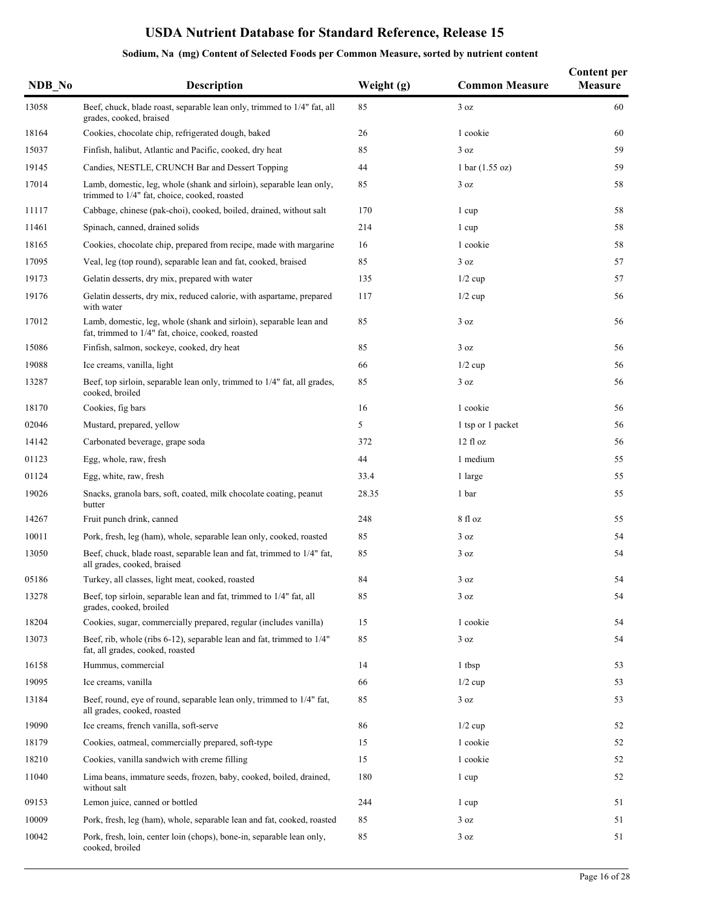# USDA Nutrient Database for Standard Reference, Release 15

## Sodium, Na (mg) Content of Selected Foods per Common Measure, sorted by nutrient content

| NDB_No | Description | Weight (g) | Common Measure | Content per Measure |
|---|---|---|---|---|
| 13058 | Beef, chuck, blade roast, separable lean only, trimmed to 1/4" fat, all grades, cooked, braised | 85 | 3 oz | 60 |
| 18164 | Cookies, chocolate chip, refrigerated dough, baked | 26 | 1 cookie | 60 |
| 15037 | Finfish, halibut, Atlantic and Pacific, cooked, dry heat | 85 | 3 oz | 59 |
| 19145 | Candies, NESTLE, CRUNCH Bar and Dessert Topping | 44 | 1 bar (1.55 oz) | 59 |
| 17014 | Lamb, domestic, leg, whole (shank and sirloin), separable lean only, trimmed to 1/4" fat, choice, cooked, roasted | 85 | 3 oz | 58 |
| 11117 | Cabbage, chinese (pak-choi), cooked, boiled, drained, without salt | 170 | 1 cup | 58 |
| 11461 | Spinach, canned, drained solids | 214 | 1 cup | 58 |
| 18165 | Cookies, chocolate chip, prepared from recipe, made with margarine | 16 | 1 cookie | 58 |
| 17095 | Veal, leg (top round), separable lean and fat, cooked, braised | 85 | 3 oz | 57 |
| 19173 | Gelatin desserts, dry mix, prepared with water | 135 | 1/2 cup | 57 |
| 19176 | Gelatin desserts, dry mix, reduced calorie, with aspartame, prepared with water | 117 | 1/2 cup | 56 |
| 17012 | Lamb, domestic, leg, whole (shank and sirloin), separable lean and fat, trimmed to 1/4" fat, choice, cooked, roasted | 85 | 3 oz | 56 |
| 15086 | Finfish, salmon, sockeye, cooked, dry heat | 85 | 3 oz | 56 |
| 19088 | Ice creams, vanilla, light | 66 | 1/2 cup | 56 |
| 13287 | Beef, top sirloin, separable lean only, trimmed to 1/4" fat, all grades, cooked, broiled | 85 | 3 oz | 56 |
| 18170 | Cookies, fig bars | 16 | 1 cookie | 56 |
| 02046 | Mustard, prepared, yellow | 5 | 1 tsp or 1 packet | 56 |
| 14142 | Carbonated beverage, grape soda | 372 | 12 fl oz | 56 |
| 01123 | Egg, whole, raw, fresh | 44 | 1 medium | 55 |
| 01124 | Egg, white, raw, fresh | 33.4 | 1 large | 55 |
| 19026 | Snacks, granola bars, soft, coated, milk chocolate coating, peanut butter | 28.35 | 1 bar | 55 |
| 14267 | Fruit punch drink, canned | 248 | 8 fl oz | 55 |
| 10011 | Pork, fresh, leg (ham), whole, separable lean only, cooked, roasted | 85 | 3 oz | 54 |
| 13050 | Beef, chuck, blade roast, separable lean and fat, trimmed to 1/4" fat, all grades, cooked, braised | 85 | 3 oz | 54 |
| 05186 | Turkey, all classes, light meat, cooked, roasted | 84 | 3 oz | 54 |
| 13278 | Beef, top sirloin, separable lean and fat, trimmed to 1/4" fat, all grades, cooked, broiled | 85 | 3 oz | 54 |
| 18204 | Cookies, sugar, commercially prepared, regular (includes vanilla) | 15 | 1 cookie | 54 |
| 13073 | Beef, rib, whole (ribs 6-12), separable lean and fat, trimmed to 1/4" fat, all grades, cooked, roasted | 85 | 3 oz | 54 |
| 16158 | Hummus, commercial | 14 | 1 tbsp | 53 |
| 19095 | Ice creams, vanilla | 66 | 1/2 cup | 53 |
| 13184 | Beef, round, eye of round, separable lean only, trimmed to 1/4" fat, all grades, cooked, roasted | 85 | 3 oz | 53 |
| 19090 | Ice creams, french vanilla, soft-serve | 86 | 1/2 cup | 52 |
| 18179 | Cookies, oatmeal, commercially prepared, soft-type | 15 | 1 cookie | 52 |
| 18210 | Cookies, vanilla sandwich with creme filling | 15 | 1 cookie | 52 |
| 11040 | Lima beans, immature seeds, frozen, baby, cooked, boiled, drained, without salt | 180 | 1 cup | 52 |
| 09153 | Lemon juice, canned or bottled | 244 | 1 cup | 51 |
| 10009 | Pork, fresh, leg (ham), whole, separable lean and fat, cooked, roasted | 85 | 3 oz | 51 |
| 10042 | Pork, fresh, loin, center loin (chops), bone-in, separable lean only, cooked, broiled | 85 | 3 oz | 51 |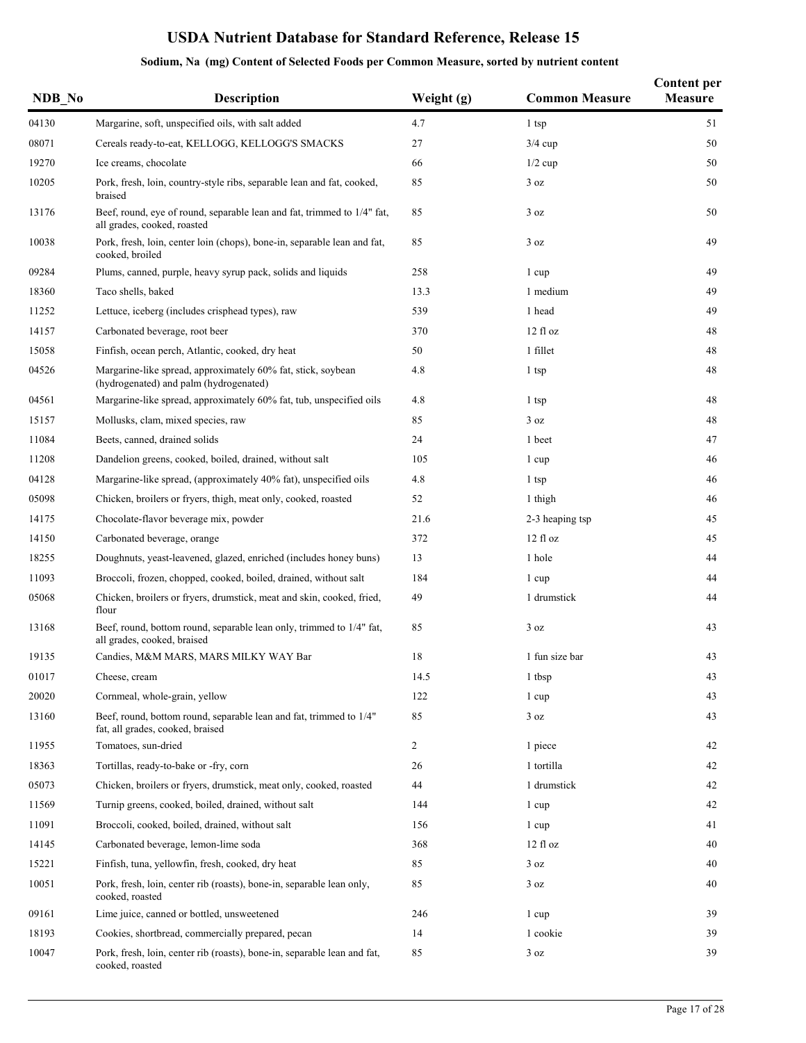# USDA Nutrient Database for Standard Reference, Release 15

## Sodium, Na (mg) Content of Selected Foods per Common Measure, sorted by nutrient content

| NDB_No | Description | Weight (g) | Common Measure | Content per Measure |
|---|---|---|---|---|
| 04130 | Margarine, soft, unspecified oils, with salt added | 4.7 | 1 tsp | 51 |
| 08071 | Cereals ready-to-eat, KELLOGG, KELLOGG'S SMACKS | 27 | 3/4 cup | 50 |
| 19270 | Ice creams, chocolate | 66 | 1/2 cup | 50 |
| 10205 | Pork, fresh, loin, country-style ribs, separable lean and fat, cooked, braised | 85 | 3 oz | 50 |
| 13176 | Beef, round, eye of round, separable lean and fat, trimmed to 1/4" fat, all grades, cooked, roasted | 85 | 3 oz | 50 |
| 10038 | Pork, fresh, loin, center loin (chops), bone-in, separable lean and fat, cooked, broiled | 85 | 3 oz | 49 |
| 09284 | Plums, canned, purple, heavy syrup pack, solids and liquids | 258 | 1 cup | 49 |
| 18360 | Taco shells, baked | 13.3 | 1 medium | 49 |
| 11252 | Lettuce, iceberg (includes crisphead types), raw | 539 | 1 head | 49 |
| 14157 | Carbonated beverage, root beer | 370 | 12 fl oz | 48 |
| 15058 | Finfish, ocean perch, Atlantic, cooked, dry heat | 50 | 1 fillet | 48 |
| 04526 | Margarine-like spread, approximately 60% fat, stick, soybean (hydrogenated) and palm (hydrogenated) | 4.8 | 1 tsp | 48 |
| 04561 | Margarine-like spread, approximately 60% fat, tub, unspecified oils | 4.8 | 1 tsp | 48 |
| 15157 | Mollusks, clam, mixed species, raw | 85 | 3 oz | 48 |
| 11084 | Beets, canned, drained solids | 24 | 1 beet | 47 |
| 11208 | Dandelion greens, cooked, boiled, drained, without salt | 105 | 1 cup | 46 |
| 04128 | Margarine-like spread, (approximately 40% fat), unspecified oils | 4.8 | 1 tsp | 46 |
| 05098 | Chicken, broilers or fryers, thigh, meat only, cooked, roasted | 52 | 1 thigh | 46 |
| 14175 | Chocolate-flavor beverage mix, powder | 21.6 | 2-3 heaping tsp | 45 |
| 14150 | Carbonated beverage, orange | 372 | 12 fl oz | 45 |
| 18255 | Doughnuts, yeast-leavened, glazed, enriched (includes honey buns) | 13 | 1 hole | 44 |
| 11093 | Broccoli, frozen, chopped, cooked, boiled, drained, without salt | 184 | 1 cup | 44 |
| 05068 | Chicken, broilers or fryers, drumstick, meat and skin, cooked, fried, flour | 49 | 1 drumstick | 44 |
| 13168 | Beef, round, bottom round, separable lean only, trimmed to 1/4" fat, all grades, cooked, braised | 85 | 3 oz | 43 |
| 19135 | Candies, M&M MARS, MARS MILKY WAY Bar | 18 | 1 fun size bar | 43 |
| 01017 | Cheese, cream | 14.5 | 1 tbsp | 43 |
| 20020 | Cornmeal, whole-grain, yellow | 122 | 1 cup | 43 |
| 13160 | Beef, round, bottom round, separable lean and fat, trimmed to 1/4" fat, all grades, cooked, braised | 85 | 3 oz | 43 |
| 11955 | Tomatoes, sun-dried | 2 | 1 piece | 42 |
| 18363 | Tortillas, ready-to-bake or -fry, corn | 26 | 1 tortilla | 42 |
| 05073 | Chicken, broilers or fryers, drumstick, meat only, cooked, roasted | 44 | 1 drumstick | 42 |
| 11569 | Turnip greens, cooked, boiled, drained, without salt | 144 | 1 cup | 42 |
| 11091 | Broccoli, cooked, boiled, drained, without salt | 156 | 1 cup | 41 |
| 14145 | Carbonated beverage, lemon-lime soda | 368 | 12 fl oz | 40 |
| 15221 | Finfish, tuna, yellowfin, fresh, cooked, dry heat | 85 | 3 oz | 40 |
| 10051 | Pork, fresh, loin, center rib (roasts), bone-in, separable lean only, cooked, roasted | 85 | 3 oz | 40 |
| 09161 | Lime juice, canned or bottled, unsweetened | 246 | 1 cup | 39 |
| 18193 | Cookies, shortbread, commercially prepared, pecan | 14 | 1 cookie | 39 |
| 10047 | Pork, fresh, loin, center rib (roasts), bone-in, separable lean and fat, cooked, roasted | 85 | 3 oz | 39 |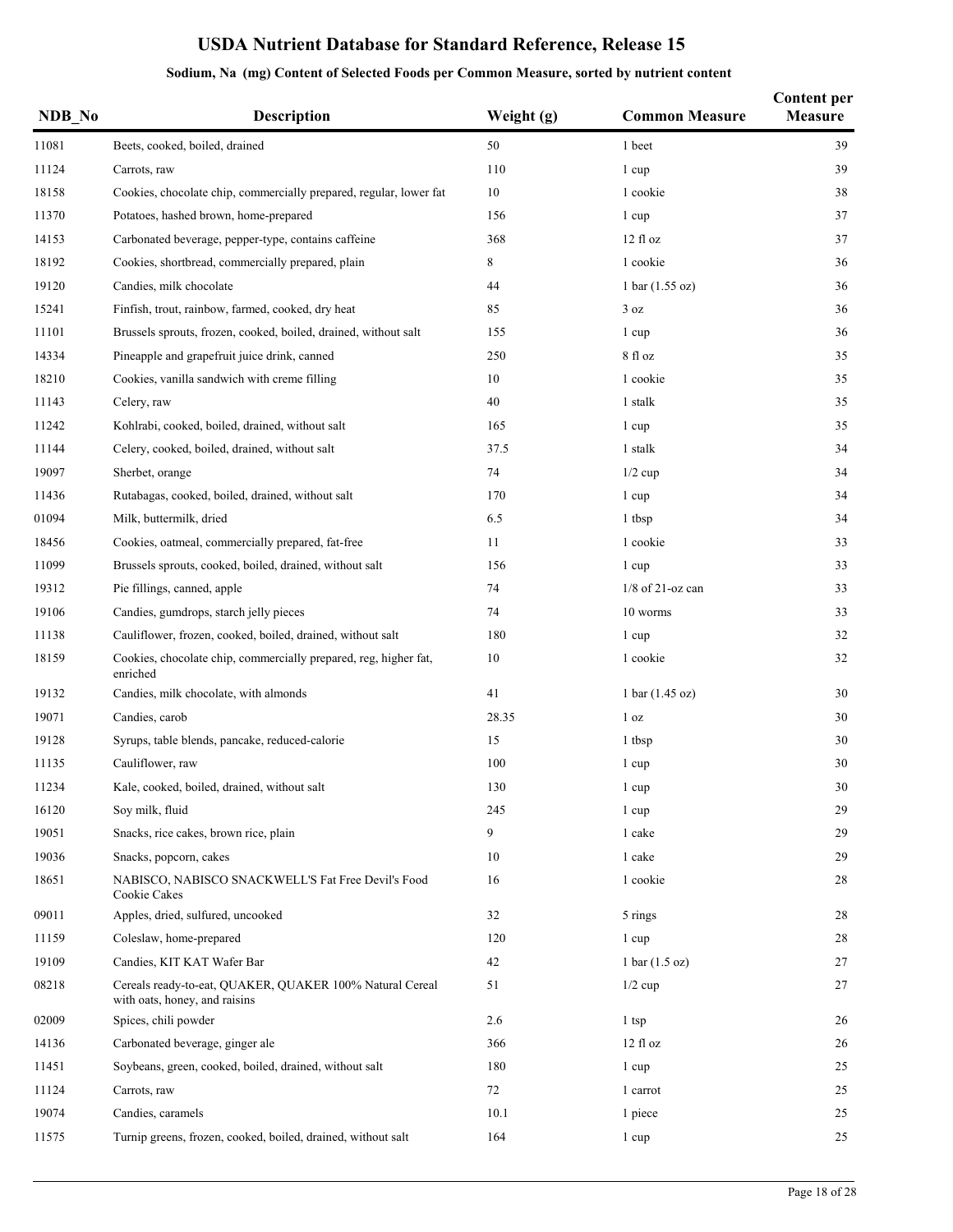# USDA Nutrient Database for Standard Reference, Release 15

## Sodium, Na (mg) Content of Selected Foods per Common Measure, sorted by nutrient content

| NDB_No | Description | Weight (g) | Common Measure | Content per Measure |
|---|---|---|---|---|
| 11081 | Beets, cooked, boiled, drained | 50 | 1 beet | 39 |
| 11124 | Carrots, raw | 110 | 1 cup | 39 |
| 18158 | Cookies, chocolate chip, commercially prepared, regular, lower fat | 10 | 1 cookie | 38 |
| 11370 | Potatoes, hashed brown, home-prepared | 156 | 1 cup | 37 |
| 14153 | Carbonated beverage, pepper-type, contains caffeine | 368 | 12 fl oz | 37 |
| 18192 | Cookies, shortbread, commercially prepared, plain | 8 | 1 cookie | 36 |
| 19120 | Candies, milk chocolate | 44 | 1 bar (1.55 oz) | 36 |
| 15241 | Finfish, trout, rainbow, farmed, cooked, dry heat | 85 | 3 oz | 36 |
| 11101 | Brussels sprouts, frozen, cooked, boiled, drained, without salt | 155 | 1 cup | 36 |
| 14334 | Pineapple and grapefruit juice drink, canned | 250 | 8 fl oz | 35 |
| 18210 | Cookies, vanilla sandwich with creme filling | 10 | 1 cookie | 35 |
| 11143 | Celery, raw | 40 | 1 stalk | 35 |
| 11242 | Kohlrabi, cooked, boiled, drained, without salt | 165 | 1 cup | 35 |
| 11144 | Celery, cooked, boiled, drained, without salt | 37.5 | 1 stalk | 34 |
| 19097 | Sherbet, orange | 74 | 1/2 cup | 34 |
| 11436 | Rutabagas, cooked, boiled, drained, without salt | 170 | 1 cup | 34 |
| 01094 | Milk, buttermilk, dried | 6.5 | 1 tbsp | 34 |
| 18456 | Cookies, oatmeal, commercially prepared, fat-free | 11 | 1 cookie | 33 |
| 11099 | Brussels sprouts, cooked, boiled, drained, without salt | 156 | 1 cup | 33 |
| 19312 | Pie fillings, canned, apple | 74 | 1/8 of 21-oz can | 33 |
| 19106 | Candies, gumdrops, starch jelly pieces | 74 | 10 worms | 33 |
| 11138 | Cauliflower, frozen, cooked, boiled, drained, without salt | 180 | 1 cup | 32 |
| 18159 | Cookies, chocolate chip, commercially prepared, reg, higher fat, enriched | 10 | 1 cookie | 32 |
| 19132 | Candies, milk chocolate, with almonds | 41 | 1 bar (1.45 oz) | 30 |
| 19071 | Candies, carob | 28.35 | 1 oz | 30 |
| 19128 | Syrups, table blends, pancake, reduced-calorie | 15 | 1 tbsp | 30 |
| 11135 | Cauliflower, raw | 100 | 1 cup | 30 |
| 11234 | Kale, cooked, boiled, drained, without salt | 130 | 1 cup | 30 |
| 16120 | Soy milk, fluid | 245 | 1 cup | 29 |
| 19051 | Snacks, rice cakes, brown rice, plain | 9 | 1 cake | 29 |
| 19036 | Snacks, popcorn, cakes | 10 | 1 cake | 29 |
| 18651 | NABISCO, NABISCO SNACKWELL'S Fat Free Devil's Food Cookie Cakes | 16 | 1 cookie | 28 |
| 09011 | Apples, dried, sulfured, uncooked | 32 | 5 rings | 28 |
| 11159 | Coleslaw, home-prepared | 120 | 1 cup | 28 |
| 19109 | Candies, KIT KAT Wafer Bar | 42 | 1 bar (1.5 oz) | 27 |
| 08218 | Cereals ready-to-eat, QUAKER, QUAKER 100% Natural Cereal with oats, honey, and raisins | 51 | 1/2 cup | 27 |
| 02009 | Spices, chili powder | 2.6 | 1 tsp | 26 |
| 14136 | Carbonated beverage, ginger ale | 366 | 12 fl oz | 26 |
| 11451 | Soybeans, green, cooked, boiled, drained, without salt | 180 | 1 cup | 25 |
| 11124 | Carrots, raw | 72 | 1 carrot | 25 |
| 19074 | Candies, caramels | 10.1 | 1 piece | 25 |
| 11575 | Turnip greens, frozen, cooked, boiled, drained, without salt | 164 | 1 cup | 25 |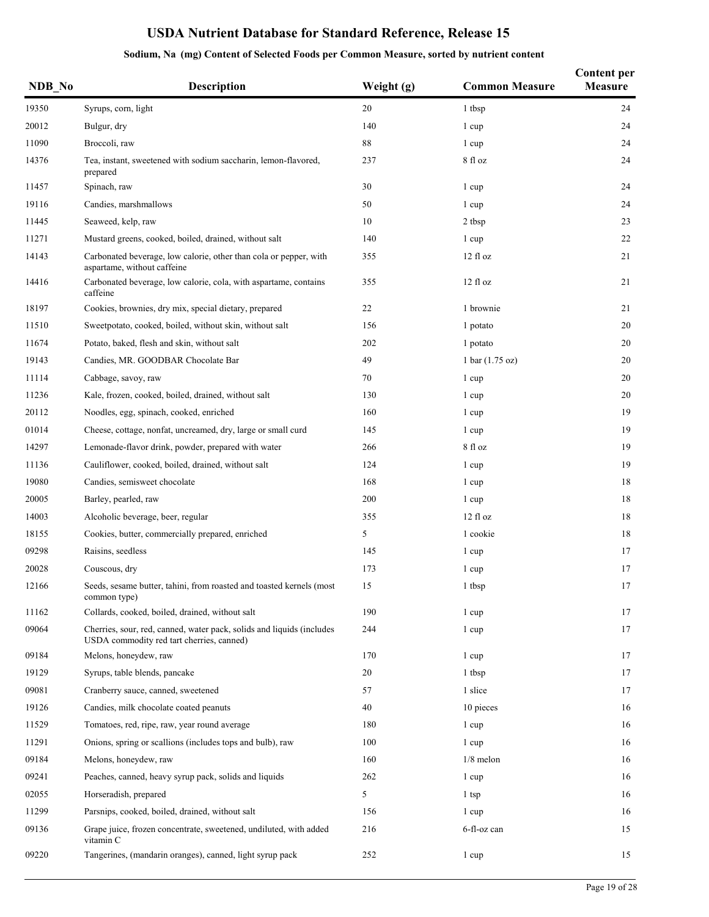# USDA Nutrient Database for Standard Reference, Release 15

## Sodium, Na (mg) Content of Selected Foods per Common Measure, sorted by nutrient content

| NDB_No | Description | Weight (g) | Common Measure | Content per Measure |
|---|---|---|---|---|
| 19350 | Syrups, corn, light | 20 | 1 tbsp | 24 |
| 20012 | Bulgur, dry | 140 | 1 cup | 24 |
| 11090 | Broccoli, raw | 88 | 1 cup | 24 |
| 14376 | Tea, instant, sweetened with sodium saccharin, lemon-flavored, prepared | 237 | 8 fl oz | 24 |
| 11457 | Spinach, raw | 30 | 1 cup | 24 |
| 19116 | Candies, marshmallows | 50 | 1 cup | 24 |
| 11445 | Seaweed, kelp, raw | 10 | 2 tbsp | 23 |
| 11271 | Mustard greens, cooked, boiled, drained, without salt | 140 | 1 cup | 22 |
| 14143 | Carbonated beverage, low calorie, other than cola or pepper, with aspartame, without caffeine | 355 | 12 fl oz | 21 |
| 14416 | Carbonated beverage, low calorie, cola, with aspartame, contains caffeine | 355 | 12 fl oz | 21 |
| 18197 | Cookies, brownies, dry mix, special dietary, prepared | 22 | 1 brownie | 21 |
| 11510 | Sweetpotato, cooked, boiled, without skin, without salt | 156 | 1 potato | 20 |
| 11674 | Potato, baked, flesh and skin, without salt | 202 | 1 potato | 20 |
| 19143 | Candies, MR. GOODBAR Chocolate Bar | 49 | 1 bar (1.75 oz) | 20 |
| 11114 | Cabbage, savoy, raw | 70 | 1 cup | 20 |
| 11236 | Kale, frozen, cooked, boiled, drained, without salt | 130 | 1 cup | 20 |
| 20112 | Noodles, egg, spinach, cooked, enriched | 160 | 1 cup | 19 |
| 01014 | Cheese, cottage, nonfat, uncreamed, dry, large or small curd | 145 | 1 cup | 19 |
| 14297 | Lemonade-flavor drink, powder, prepared with water | 266 | 8 fl oz | 19 |
| 11136 | Cauliflower, cooked, boiled, drained, without salt | 124 | 1 cup | 19 |
| 19080 | Candies, semisweet chocolate | 168 | 1 cup | 18 |
| 20005 | Barley, pearled, raw | 200 | 1 cup | 18 |
| 14003 | Alcoholic beverage, beer, regular | 355 | 12 fl oz | 18 |
| 18155 | Cookies, butter, commercially prepared, enriched | 5 | 1 cookie | 18 |
| 09298 | Raisins, seedless | 145 | 1 cup | 17 |
| 20028 | Couscous, dry | 173 | 1 cup | 17 |
| 12166 | Seeds, sesame butter, tahini, from roasted and toasted kernels (most common type) | 15 | 1 tbsp | 17 |
| 11162 | Collards, cooked, boiled, drained, without salt | 190 | 1 cup | 17 |
| 09064 | Cherries, sour, red, canned, water pack, solids and liquids (includes USDA commodity red tart cherries, canned) | 244 | 1 cup | 17 |
| 09184 | Melons, honeydew, raw | 170 | 1 cup | 17 |
| 19129 | Syrups, table blends, pancake | 20 | 1 tbsp | 17 |
| 09081 | Cranberry sauce, canned, sweetened | 57 | 1 slice | 17 |
| 19126 | Candies, milk chocolate coated peanuts | 40 | 10 pieces | 16 |
| 11529 | Tomatoes, red, ripe, raw, year round average | 180 | 1 cup | 16 |
| 11291 | Onions, spring or scallions (includes tops and bulb), raw | 100 | 1 cup | 16 |
| 09184 | Melons, honeydew, raw | 160 | 1/8 melon | 16 |
| 09241 | Peaches, canned, heavy syrup pack, solids and liquids | 262 | 1 cup | 16 |
| 02055 | Horseradish, prepared | 5 | 1 tsp | 16 |
| 11299 | Parsnips, cooked, boiled, drained, without salt | 156 | 1 cup | 16 |
| 09136 | Grape juice, frozen concentrate, sweetened, undiluted, with added vitamin C | 216 | 6-fl-oz can | 15 |
| 09220 | Tangerines, (mandarin oranges), canned, light syrup pack | 252 | 1 cup | 15 |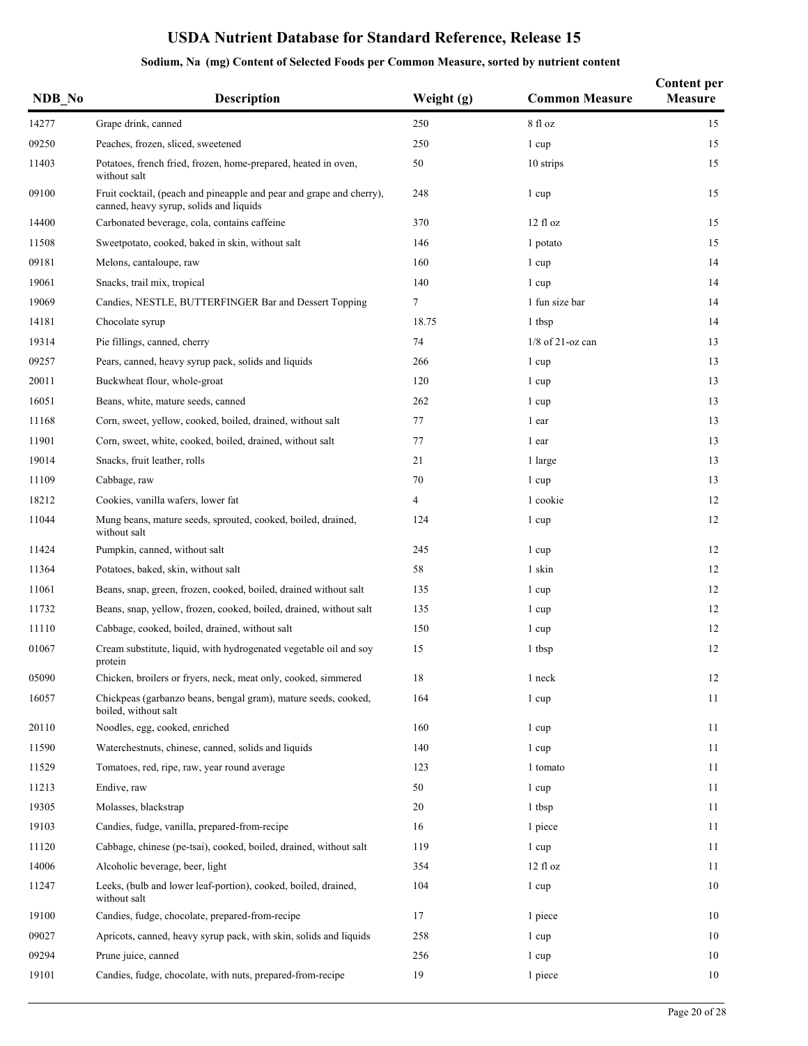# USDA Nutrient Database for Standard Reference, Release 15

## Sodium, Na (mg) Content of Selected Foods per Common Measure, sorted by nutrient content

| NDB_No | Description | Weight (g) | Common Measure | Content per Measure |
|---|---|---|---|---|
| 14277 | Grape drink, canned | 250 | 8 fl oz | 15 |
| 09250 | Peaches, frozen, sliced, sweetened | 250 | 1 cup | 15 |
| 11403 | Potatoes, french fried, frozen, home-prepared, heated in oven, without salt | 50 | 10 strips | 15 |
| 09100 | Fruit cocktail, (peach and pineapple and pear and grape and cherry), canned, heavy syrup, solids and liquids | 248 | 1 cup | 15 |
| 14400 | Carbonated beverage, cola, contains caffeine | 370 | 12 fl oz | 15 |
| 11508 | Sweetpotato, cooked, baked in skin, without salt | 146 | 1 potato | 15 |
| 09181 | Melons, cantaloupe, raw | 160 | 1 cup | 14 |
| 19061 | Snacks, trail mix, tropical | 140 | 1 cup | 14 |
| 19069 | Candies, NESTLE, BUTTERFINGER Bar and Dessert Topping | 7 | 1 fun size bar | 14 |
| 14181 | Chocolate syrup | 18.75 | 1 tbsp | 14 |
| 19314 | Pie fillings, canned, cherry | 74 | 1/8 of 21-oz can | 13 |
| 09257 | Pears, canned, heavy syrup pack, solids and liquids | 266 | 1 cup | 13 |
| 20011 | Buckwheat flour, whole-groat | 120 | 1 cup | 13 |
| 16051 | Beans, white, mature seeds, canned | 262 | 1 cup | 13 |
| 11168 | Corn, sweet, yellow, cooked, boiled, drained, without salt | 77 | 1 ear | 13 |
| 11901 | Corn, sweet, white, cooked, boiled, drained, without salt | 77 | 1 ear | 13 |
| 19014 | Snacks, fruit leather, rolls | 21 | 1 large | 13 |
| 11109 | Cabbage, raw | 70 | 1 cup | 13 |
| 18212 | Cookies, vanilla wafers, lower fat | 4 | 1 cookie | 12 |
| 11044 | Mung beans, mature seeds, sprouted, cooked, boiled, drained, without salt | 124 | 1 cup | 12 |
| 11424 | Pumpkin, canned, without salt | 245 | 1 cup | 12 |
| 11364 | Potatoes, baked, skin, without salt | 58 | 1 skin | 12 |
| 11061 | Beans, snap, green, frozen, cooked, boiled, drained without salt | 135 | 1 cup | 12 |
| 11732 | Beans, snap, yellow, frozen, cooked, boiled, drained, without salt | 135 | 1 cup | 12 |
| 11110 | Cabbage, cooked, boiled, drained, without salt | 150 | 1 cup | 12 |
| 01067 | Cream substitute, liquid, with hydrogenated vegetable oil and soy protein | 15 | 1 tbsp | 12 |
| 05090 | Chicken, broilers or fryers, neck, meat only, cooked, simmered | 18 | 1 neck | 12 |
| 16057 | Chickpeas (garbanzo beans, bengal gram), mature seeds, cooked, boiled, without salt | 164 | 1 cup | 11 |
| 20110 | Noodles, egg, cooked, enriched | 160 | 1 cup | 11 |
| 11590 | Waterchestnuts, chinese, canned, solids and liquids | 140 | 1 cup | 11 |
| 11529 | Tomatoes, red, ripe, raw, year round average | 123 | 1 tomato | 11 |
| 11213 | Endive, raw | 50 | 1 cup | 11 |
| 19305 | Molasses, blackstrap | 20 | 1 tbsp | 11 |
| 19103 | Candies, fudge, vanilla, prepared-from-recipe | 16 | 1 piece | 11 |
| 11120 | Cabbage, chinese (pe-tsai), cooked, boiled, drained, without salt | 119 | 1 cup | 11 |
| 14006 | Alcoholic beverage, beer, light | 354 | 12 fl oz | 11 |
| 11247 | Leeks, (bulb and lower leaf-portion), cooked, boiled, drained, without salt | 104 | 1 cup | 10 |
| 19100 | Candies, fudge, chocolate, prepared-from-recipe | 17 | 1 piece | 10 |
| 09027 | Apricots, canned, heavy syrup pack, with skin, solids and liquids | 258 | 1 cup | 10 |
| 09294 | Prune juice, canned | 256 | 1 cup | 10 |
| 19101 | Candies, fudge, chocolate, with nuts, prepared-from-recipe | 19 | 1 piece | 10 |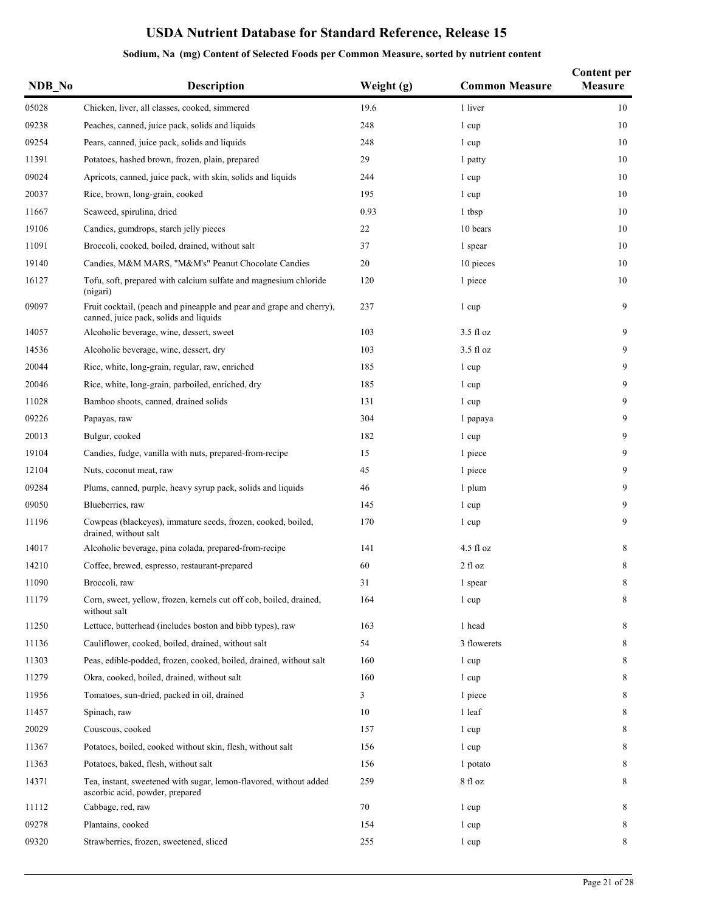# USDA Nutrient Database for Standard Reference, Release 15

## Sodium, Na (mg) Content of Selected Foods per Common Measure, sorted by nutrient content

| NDB_No | Description | Weight (g) | Common Measure | Content per Measure |
|---|---|---|---|---|
| 05028 | Chicken, liver, all classes, cooked, simmered | 19.6 | 1 liver | 10 |
| 09238 | Peaches, canned, juice pack, solids and liquids | 248 | 1 cup | 10 |
| 09254 | Pears, canned, juice pack, solids and liquids | 248 | 1 cup | 10 |
| 11391 | Potatoes, hashed brown, frozen, plain, prepared | 29 | 1 patty | 10 |
| 09024 | Apricots, canned, juice pack, with skin, solids and liquids | 244 | 1 cup | 10 |
| 20037 | Rice, brown, long-grain, cooked | 195 | 1 cup | 10 |
| 11667 | Seaweed, spirulina, dried | 0.93 | 1 tbsp | 10 |
| 19106 | Candies, gumdrops, starch jelly pieces | 22 | 10 bears | 10 |
| 11091 | Broccoli, cooked, boiled, drained, without salt | 37 | 1 spear | 10 |
| 19140 | Candies, M&M MARS, "M&M's" Peanut Chocolate Candies | 20 | 10 pieces | 10 |
| 16127 | Tofu, soft, prepared with calcium sulfate and magnesium chloride (nigari) | 120 | 1 piece | 10 |
| 09097 | Fruit cocktail, (peach and pineapple and pear and grape and cherry), canned, juice pack, solids and liquids | 237 | 1 cup | 9 |
| 14057 | Alcoholic beverage, wine, dessert, sweet | 103 | 3.5 fl oz | 9 |
| 14536 | Alcoholic beverage, wine, dessert, dry | 103 | 3.5 fl oz | 9 |
| 20044 | Rice, white, long-grain, regular, raw, enriched | 185 | 1 cup | 9 |
| 20046 | Rice, white, long-grain, parboiled, enriched, dry | 185 | 1 cup | 9 |
| 11028 | Bamboo shoots, canned, drained solids | 131 | 1 cup | 9 |
| 09226 | Papayas, raw | 304 | 1 papaya | 9 |
| 20013 | Bulgur, cooked | 182 | 1 cup | 9 |
| 19104 | Candies, fudge, vanilla with nuts, prepared-from-recipe | 15 | 1 piece | 9 |
| 12104 | Nuts, coconut meat, raw | 45 | 1 piece | 9 |
| 09284 | Plums, canned, purple, heavy syrup pack, solids and liquids | 46 | 1 plum | 9 |
| 09050 | Blueberries, raw | 145 | 1 cup | 9 |
| 11196 | Cowpeas (blackeyes), immature seeds, frozen, cooked, boiled, drained, without salt | 170 | 1 cup | 9 |
| 14017 | Alcoholic beverage, pina colada, prepared-from-recipe | 141 | 4.5 fl oz | 8 |
| 14210 | Coffee, brewed, espresso, restaurant-prepared | 60 | 2 fl oz | 8 |
| 11090 | Broccoli, raw | 31 | 1 spear | 8 |
| 11179 | Corn, sweet, yellow, frozen, kernels cut off cob, boiled, drained, without salt | 164 | 1 cup | 8 |
| 11250 | Lettuce, butterhead (includes boston and bibb types), raw | 163 | 1 head | 8 |
| 11136 | Cauliflower, cooked, boiled, drained, without salt | 54 | 3 flowerets | 8 |
| 11303 | Peas, edible-podded, frozen, cooked, boiled, drained, without salt | 160 | 1 cup | 8 |
| 11279 | Okra, cooked, boiled, drained, without salt | 160 | 1 cup | 8 |
| 11956 | Tomatoes, sun-dried, packed in oil, drained | 3 | 1 piece | 8 |
| 11457 | Spinach, raw | 10 | 1 leaf | 8 |
| 20029 | Couscous, cooked | 157 | 1 cup | 8 |
| 11367 | Potatoes, boiled, cooked without skin, flesh, without salt | 156 | 1 cup | 8 |
| 11363 | Potatoes, baked, flesh, without salt | 156 | 1 potato | 8 |
| 14371 | Tea, instant, sweetened with sugar, lemon-flavored, without added ascorbic acid, powder, prepared | 259 | 8 fl oz | 8 |
| 11112 | Cabbage, red, raw | 70 | 1 cup | 8 |
| 09278 | Plantains, cooked | 154 | 1 cup | 8 |
| 09320 | Strawberries, frozen, sweetened, sliced | 255 | 1 cup | 8 |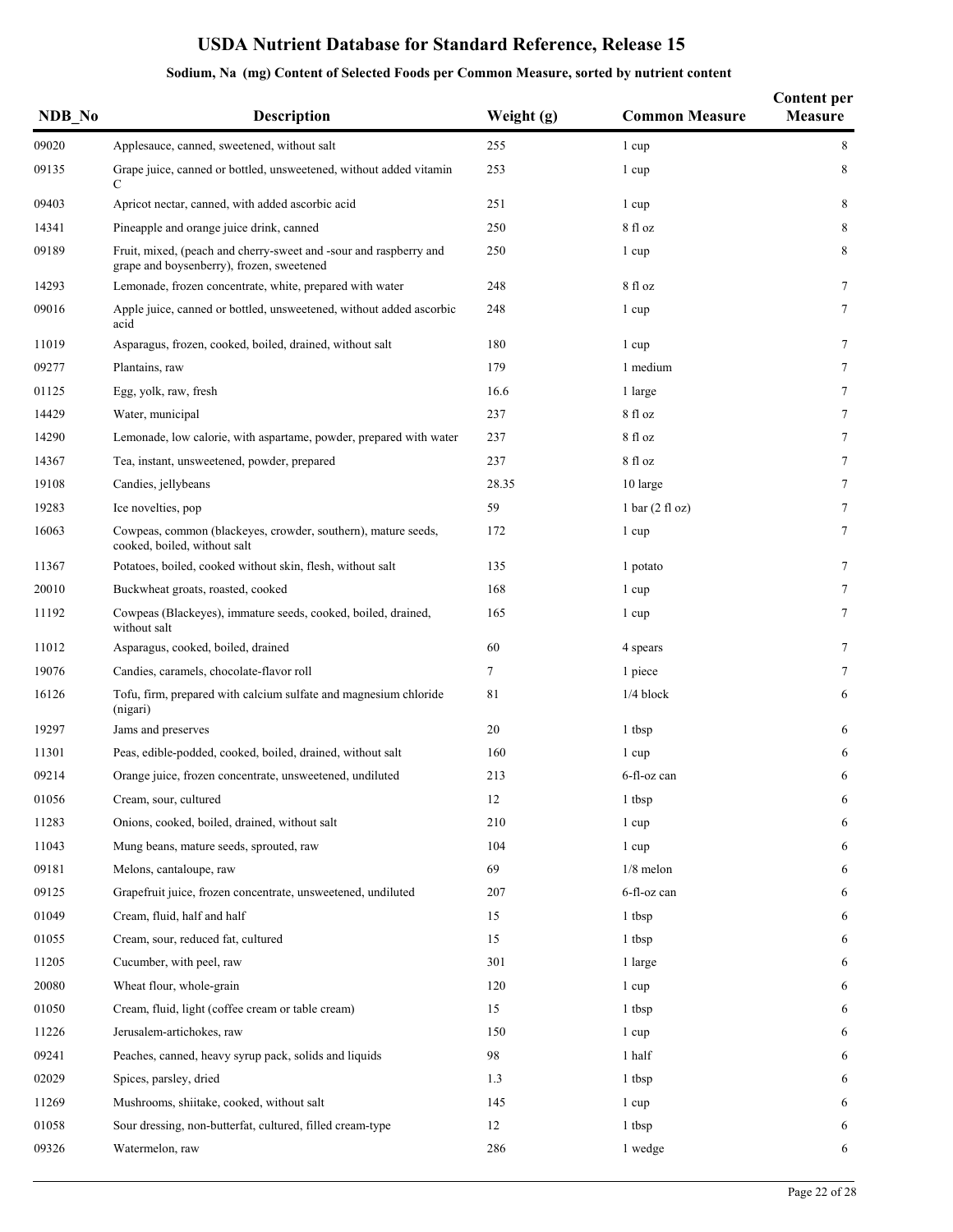# USDA Nutrient Database for Standard Reference, Release 15

## Sodium, Na (mg) Content of Selected Foods per Common Measure, sorted by nutrient content

| NDB_No | Description | Weight (g) | Common Measure | Content per Measure |
|---|---|---|---|---|
| 09020 | Applesauce, canned, sweetened, without salt | 255 | 1 cup | 8 |
| 09135 | Grape juice, canned or bottled, unsweetened, without added vitamin C | 253 | 1 cup | 8 |
| 09403 | Apricot nectar, canned, with added ascorbic acid | 251 | 1 cup | 8 |
| 14341 | Pineapple and orange juice drink, canned | 250 | 8 fl oz | 8 |
| 09189 | Fruit, mixed, (peach and cherry-sweet and -sour and raspberry and grape and boysenberry), frozen, sweetened | 250 | 1 cup | 8 |
| 14293 | Lemonade, frozen concentrate, white, prepared with water | 248 | 8 fl oz | 7 |
| 09016 | Apple juice, canned or bottled, unsweetened, without added ascorbic acid | 248 | 1 cup | 7 |
| 11019 | Asparagus, frozen, cooked, boiled, drained, without salt | 180 | 1 cup | 7 |
| 09277 | Plantains, raw | 179 | 1 medium | 7 |
| 01125 | Egg, yolk, raw, fresh | 16.6 | 1 large | 7 |
| 14429 | Water, municipal | 237 | 8 fl oz | 7 |
| 14290 | Lemonade, low calorie, with aspartame, powder, prepared with water | 237 | 8 fl oz | 7 |
| 14367 | Tea, instant, unsweetened, powder, prepared | 237 | 8 fl oz | 7 |
| 19108 | Candies, jellybeans | 28.35 | 10 large | 7 |
| 19283 | Ice novelties, pop | 59 | 1 bar (2 fl oz) | 7 |
| 16063 | Cowpeas, common (blackeyes, crowder, southern), mature seeds, cooked, boiled, without salt | 172 | 1 cup | 7 |
| 11367 | Potatoes, boiled, cooked without skin, flesh, without salt | 135 | 1 potato | 7 |
| 20010 | Buckwheat groats, roasted, cooked | 168 | 1 cup | 7 |
| 11192 | Cowpeas (Blackeyes), immature seeds, cooked, boiled, drained, without salt | 165 | 1 cup | 7 |
| 11012 | Asparagus, cooked, boiled, drained | 60 | 4 spears | 7 |
| 19076 | Candies, caramels, chocolate-flavor roll | 7 | 1 piece | 7 |
| 16126 | Tofu, firm, prepared with calcium sulfate and magnesium chloride (nigari) | 81 | 1/4 block | 6 |
| 19297 | Jams and preserves | 20 | 1 tbsp | 6 |
| 11301 | Peas, edible-podded, cooked, boiled, drained, without salt | 160 | 1 cup | 6 |
| 09214 | Orange juice, frozen concentrate, unsweetened, undiluted | 213 | 6-fl-oz can | 6 |
| 01056 | Cream, sour, cultured | 12 | 1 tbsp | 6 |
| 11283 | Onions, cooked, boiled, drained, without salt | 210 | 1 cup | 6 |
| 11043 | Mung beans, mature seeds, sprouted, raw | 104 | 1 cup | 6 |
| 09181 | Melons, cantaloupe, raw | 69 | 1/8 melon | 6 |
| 09125 | Grapefruit juice, frozen concentrate, unsweetened, undiluted | 207 | 6-fl-oz can | 6 |
| 01049 | Cream, fluid, half and half | 15 | 1 tbsp | 6 |
| 01055 | Cream, sour, reduced fat, cultured | 15 | 1 tbsp | 6 |
| 11205 | Cucumber, with peel, raw | 301 | 1 large | 6 |
| 20080 | Wheat flour, whole-grain | 120 | 1 cup | 6 |
| 01050 | Cream, fluid, light (coffee cream or table cream) | 15 | 1 tbsp | 6 |
| 11226 | Jerusalem-artichokes, raw | 150 | 1 cup | 6 |
| 09241 | Peaches, canned, heavy syrup pack, solids and liquids | 98 | 1 half | 6 |
| 02029 | Spices, parsley, dried | 1.3 | 1 tbsp | 6 |
| 11269 | Mushrooms, shiitake, cooked, without salt | 145 | 1 cup | 6 |
| 01058 | Sour dressing, non-butterfat, cultured, filled cream-type | 12 | 1 tbsp | 6 |
| 09326 | Watermelon, raw | 286 | 1 wedge | 6 |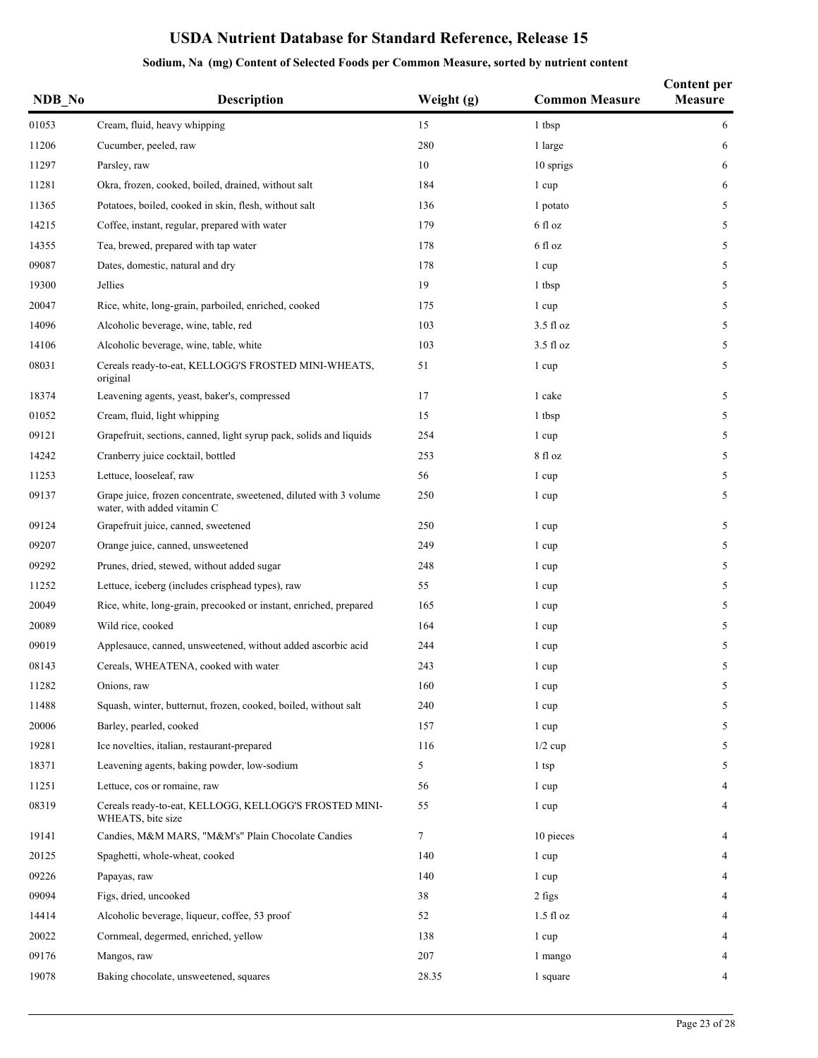# USDA Nutrient Database for Standard Reference, Release 15

## Sodium, Na (mg) Content of Selected Foods per Common Measure, sorted by nutrient content

| NDB_No | Description | Weight (g) | Common Measure | Content per Measure |
|---|---|---|---|---|
| 01053 | Cream, fluid, heavy whipping | 15 | 1 tbsp | 6 |
| 11206 | Cucumber, peeled, raw | 280 | 1 large | 6 |
| 11297 | Parsley, raw | 10 | 10 sprigs | 6 |
| 11281 | Okra, frozen, cooked, boiled, drained, without salt | 184 | 1 cup | 6 |
| 11365 | Potatoes, boiled, cooked in skin, flesh, without salt | 136 | 1 potato | 5 |
| 14215 | Coffee, instant, regular, prepared with water | 179 | 6 fl oz | 5 |
| 14355 | Tea, brewed, prepared with tap water | 178 | 6 fl oz | 5 |
| 09087 | Dates, domestic, natural and dry | 178 | 1 cup | 5 |
| 19300 | Jellies | 19 | 1 tbsp | 5 |
| 20047 | Rice, white, long-grain, parboiled, enriched, cooked | 175 | 1 cup | 5 |
| 14096 | Alcoholic beverage, wine, table, red | 103 | 3.5 fl oz | 5 |
| 14106 | Alcoholic beverage, wine, table, white | 103 | 3.5 fl oz | 5 |
| 08031 | Cereals ready-to-eat, KELLOGG'S FROSTED MINI-WHEATS, original | 51 | 1 cup | 5 |
| 18374 | Leavening agents, yeast, baker's, compressed | 17 | 1 cake | 5 |
| 01052 | Cream, fluid, light whipping | 15 | 1 tbsp | 5 |
| 09121 | Grapefruit, sections, canned, light syrup pack, solids and liquids | 254 | 1 cup | 5 |
| 14242 | Cranberry juice cocktail, bottled | 253 | 8 fl oz | 5 |
| 11253 | Lettuce, looseleaf, raw | 56 | 1 cup | 5 |
| 09137 | Grape juice, frozen concentrate, sweetened, diluted with 3 volume water, with added vitamin C | 250 | 1 cup | 5 |
| 09124 | Grapefruit juice, canned, sweetened | 250 | 1 cup | 5 |
| 09207 | Orange juice, canned, unsweetened | 249 | 1 cup | 5 |
| 09292 | Prunes, dried, stewed, without added sugar | 248 | 1 cup | 5 |
| 11252 | Lettuce, iceberg (includes crisphead types), raw | 55 | 1 cup | 5 |
| 20049 | Rice, white, long-grain, precooked or instant, enriched, prepared | 165 | 1 cup | 5 |
| 20089 | Wild rice, cooked | 164 | 1 cup | 5 |
| 09019 | Applesauce, canned, unsweetened, without added ascorbic acid | 244 | 1 cup | 5 |
| 08143 | Cereals, WHEATENA, cooked with water | 243 | 1 cup | 5 |
| 11282 | Onions, raw | 160 | 1 cup | 5 |
| 11488 | Squash, winter, butternut, frozen, cooked, boiled, without salt | 240 | 1 cup | 5 |
| 20006 | Barley, pearled, cooked | 157 | 1 cup | 5 |
| 19281 | Ice novelties, italian, restaurant-prepared | 116 | 1/2 cup | 5 |
| 18371 | Leavening agents, baking powder, low-sodium | 5 | 1 tsp | 5 |
| 11251 | Lettuce, cos or romaine, raw | 56 | 1 cup | 4 |
| 08319 | Cereals ready-to-eat, KELLOGG, KELLOGG'S FROSTED MINI-WHEATS, bite size | 55 | 1 cup | 4 |
| 19141 | Candies, M&M MARS, "M&M's" Plain Chocolate Candies | 7 | 10 pieces | 4 |
| 20125 | Spaghetti, whole-wheat, cooked | 140 | 1 cup | 4 |
| 09226 | Papayas, raw | 140 | 1 cup | 4 |
| 09094 | Figs, dried, uncooked | 38 | 2 figs | 4 |
| 14414 | Alcoholic beverage, liqueur, coffee, 53 proof | 52 | 1.5 fl oz | 4 |
| 20022 | Cornmeal, degermed, enriched, yellow | 138 | 1 cup | 4 |
| 09176 | Mangos, raw | 207 | 1 mango | 4 |
| 19078 | Baking chocolate, unsweetened, squares | 28.35 | 1 square | 4 |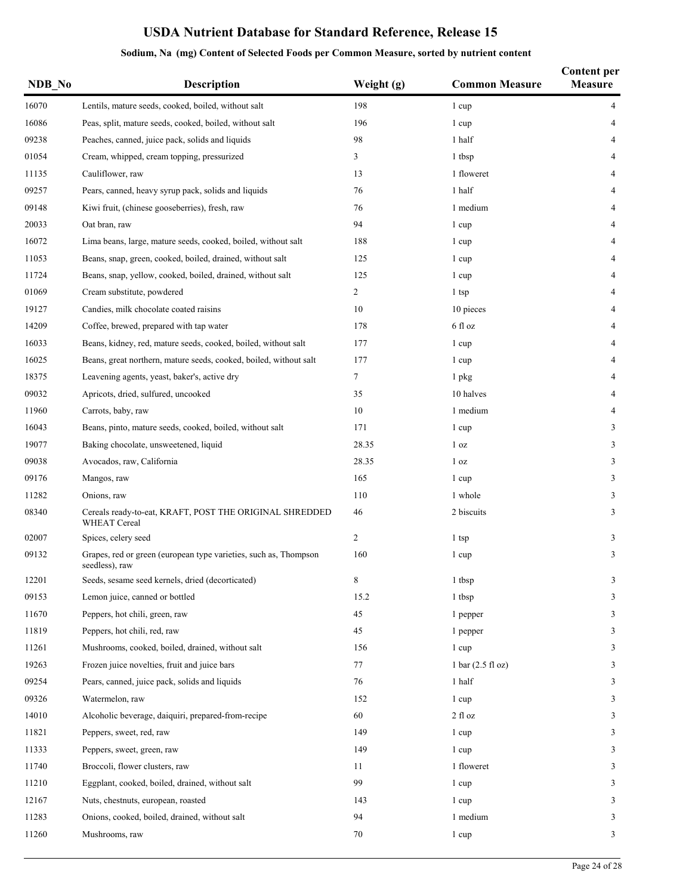# USDA Nutrient Database for Standard Reference, Release 15

### Sodium, Na (mg) Content of Selected Foods per Common Measure, sorted by nutrient content

| NDB_No | Description | Weight (g) | Common Measure | Content per Measure |
|---|---|---|---|---|
| 16070 | Lentils, mature seeds, cooked, boiled, without salt | 198 | 1 cup | 4 |
| 16086 | Peas, split, mature seeds, cooked, boiled, without salt | 196 | 1 cup | 4 |
| 09238 | Peaches, canned, juice pack, solids and liquids | 98 | 1 half | 4 |
| 01054 | Cream, whipped, cream topping, pressurized | 3 | 1 tbsp | 4 |
| 11135 | Cauliflower, raw | 13 | 1 floweret | 4 |
| 09257 | Pears, canned, heavy syrup pack, solids and liquids | 76 | 1 half | 4 |
| 09148 | Kiwi fruit, (chinese gooseberries), fresh, raw | 76 | 1 medium | 4 |
| 20033 | Oat bran, raw | 94 | 1 cup | 4 |
| 16072 | Lima beans, large, mature seeds, cooked, boiled, without salt | 188 | 1 cup | 4 |
| 11053 | Beans, snap, green, cooked, boiled, drained, without salt | 125 | 1 cup | 4 |
| 11724 | Beans, snap, yellow, cooked, boiled, drained, without salt | 125 | 1 cup | 4 |
| 01069 | Cream substitute, powdered | 2 | 1 tsp | 4 |
| 19127 | Candies, milk chocolate coated raisins | 10 | 10 pieces | 4 |
| 14209 | Coffee, brewed, prepared with tap water | 178 | 6 fl oz | 4 |
| 16033 | Beans, kidney, red, mature seeds, cooked, boiled, without salt | 177 | 1 cup | 4 |
| 16025 | Beans, great northern, mature seeds, cooked, boiled, without salt | 177 | 1 cup | 4 |
| 18375 | Leavening agents, yeast, baker's, active dry | 7 | 1 pkg | 4 |
| 09032 | Apricots, dried, sulfured, uncooked | 35 | 10 halves | 4 |
| 11960 | Carrots, baby, raw | 10 | 1 medium | 4 |
| 16043 | Beans, pinto, mature seeds, cooked, boiled, without salt | 171 | 1 cup | 3 |
| 19077 | Baking chocolate, unsweetened, liquid | 28.35 | 1 oz | 3 |
| 09038 | Avocados, raw, California | 28.35 | 1 oz | 3 |
| 09176 | Mangos, raw | 165 | 1 cup | 3 |
| 11282 | Onions, raw | 110 | 1 whole | 3 |
| 08340 | Cereals ready-to-eat, KRAFT, POST THE ORIGINAL SHREDDED WHEAT Cereal | 46 | 2 biscuits | 3 |
| 02007 | Spices, celery seed | 2 | 1 tsp | 3 |
| 09132 | Grapes, red or green (european type varieties, such as, Thompson seedless), raw | 160 | 1 cup | 3 |
| 12201 | Seeds, sesame seed kernels, dried (decorticated) | 8 | 1 tbsp | 3 |
| 09153 | Lemon juice, canned or bottled | 15.2 | 1 tbsp | 3 |
| 11670 | Peppers, hot chili, green, raw | 45 | 1 pepper | 3 |
| 11819 | Peppers, hot chili, red, raw | 45 | 1 pepper | 3 |
| 11261 | Mushrooms, cooked, boiled, drained, without salt | 156 | 1 cup | 3 |
| 19263 | Frozen juice novelties, fruit and juice bars | 77 | 1 bar (2.5 fl oz) | 3 |
| 09254 | Pears, canned, juice pack, solids and liquids | 76 | 1 half | 3 |
| 09326 | Watermelon, raw | 152 | 1 cup | 3 |
| 14010 | Alcoholic beverage, daiquiri, prepared-from-recipe | 60 | 2 fl oz | 3 |
| 11821 | Peppers, sweet, red, raw | 149 | 1 cup | 3 |
| 11333 | Peppers, sweet, green, raw | 149 | 1 cup | 3 |
| 11740 | Broccoli, flower clusters, raw | 11 | 1 floweret | 3 |
| 11210 | Eggplant, cooked, boiled, drained, without salt | 99 | 1 cup | 3 |
| 12167 | Nuts, chestnuts, european, roasted | 143 | 1 cup | 3 |
| 11283 | Onions, cooked, boiled, drained, without salt | 94 | 1 medium | 3 |
| 11260 | Mushrooms, raw | 70 | 1 cup | 3 |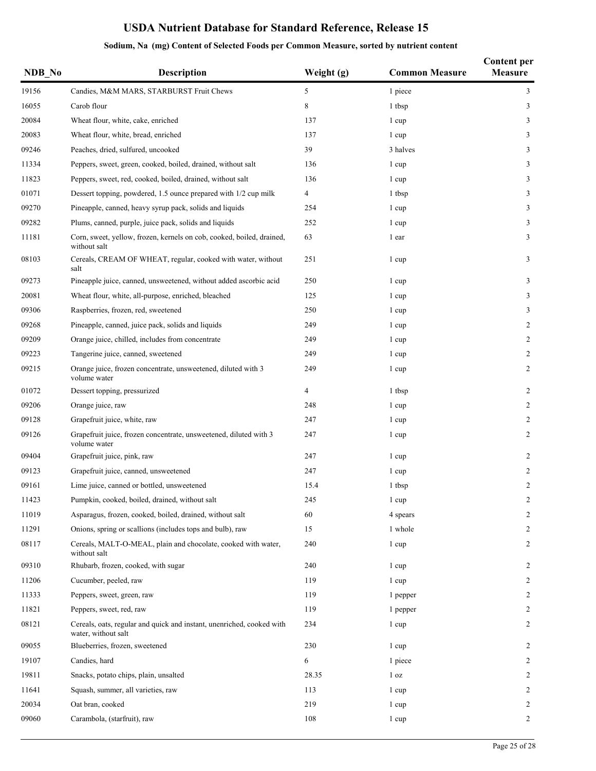# USDA Nutrient Database for Standard Reference, Release 15

## Sodium, Na (mg) Content of Selected Foods per Common Measure, sorted by nutrient content

| NDB_No | Description | Weight (g) | Common Measure | Content per Measure |
|---|---|---|---|---|
| 19156 | Candies, M&M MARS, STARBURST Fruit Chews | 5 | 1 piece | 3 |
| 16055 | Carob flour | 8 | 1 tbsp | 3 |
| 20084 | Wheat flour, white, cake, enriched | 137 | 1 cup | 3 |
| 20083 | Wheat flour, white, bread, enriched | 137 | 1 cup | 3 |
| 09246 | Peaches, dried, sulfured, uncooked | 39 | 3 halves | 3 |
| 11334 | Peppers, sweet, green, cooked, boiled, drained, without salt | 136 | 1 cup | 3 |
| 11823 | Peppers, sweet, red, cooked, boiled, drained, without salt | 136 | 1 cup | 3 |
| 01071 | Dessert topping, powdered, 1.5 ounce prepared with 1/2 cup milk | 4 | 1 tbsp | 3 |
| 09270 | Pineapple, canned, heavy syrup pack, solids and liquids | 254 | 1 cup | 3 |
| 09282 | Plums, canned, purple, juice pack, solids and liquids | 252 | 1 cup | 3 |
| 11181 | Corn, sweet, yellow, frozen, kernels on cob, cooked, boiled, drained, without salt | 63 | 1 ear | 3 |
| 08103 | Cereals, CREAM OF WHEAT, regular, cooked with water, without salt | 251 | 1 cup | 3 |
| 09273 | Pineapple juice, canned, unsweetened, without added ascorbic acid | 250 | 1 cup | 3 |
| 20081 | Wheat flour, white, all-purpose, enriched, bleached | 125 | 1 cup | 3 |
| 09306 | Raspberries, frozen, red, sweetened | 250 | 1 cup | 3 |
| 09268 | Pineapple, canned, juice pack, solids and liquids | 249 | 1 cup | 2 |
| 09209 | Orange juice, chilled, includes from concentrate | 249 | 1 cup | 2 |
| 09223 | Tangerine juice, canned, sweetened | 249 | 1 cup | 2 |
| 09215 | Orange juice, frozen concentrate, unsweetened, diluted with 3 volume water | 249 | 1 cup | 2 |
| 01072 | Dessert topping, pressurized | 4 | 1 tbsp | 2 |
| 09206 | Orange juice, raw | 248 | 1 cup | 2 |
| 09128 | Grapefruit juice, white, raw | 247 | 1 cup | 2 |
| 09126 | Grapefruit juice, frozen concentrate, unsweetened, diluted with 3 volume water | 247 | 1 cup | 2 |
| 09404 | Grapefruit juice, pink, raw | 247 | 1 cup | 2 |
| 09123 | Grapefruit juice, canned, unsweetened | 247 | 1 cup | 2 |
| 09161 | Lime juice, canned or bottled, unsweetened | 15.4 | 1 tbsp | 2 |
| 11423 | Pumpkin, cooked, boiled, drained, without salt | 245 | 1 cup | 2 |
| 11019 | Asparagus, frozen, cooked, boiled, drained, without salt | 60 | 4 spears | 2 |
| 11291 | Onions, spring or scallions (includes tops and bulb), raw | 15 | 1 whole | 2 |
| 08117 | Cereals, MALT-O-MEAL, plain and chocolate, cooked with water, without salt | 240 | 1 cup | 2 |
| 09310 | Rhubarb, frozen, cooked, with sugar | 240 | 1 cup | 2 |
| 11206 | Cucumber, peeled, raw | 119 | 1 cup | 2 |
| 11333 | Peppers, sweet, green, raw | 119 | 1 pepper | 2 |
| 11821 | Peppers, sweet, red, raw | 119 | 1 pepper | 2 |
| 08121 | Cereals, oats, regular and quick and instant, unenriched, cooked with water, without salt | 234 | 1 cup | 2 |
| 09055 | Blueberries, frozen, sweetened | 230 | 1 cup | 2 |
| 19107 | Candies, hard | 6 | 1 piece | 2 |
| 19811 | Snacks, potato chips, plain, unsalted | 28.35 | 1 oz | 2 |
| 11641 | Squash, summer, all varieties, raw | 113 | 1 cup | 2 |
| 20034 | Oat bran, cooked | 219 | 1 cup | 2 |
| 09060 | Carambola, (starfruit), raw | 108 | 1 cup | 2 |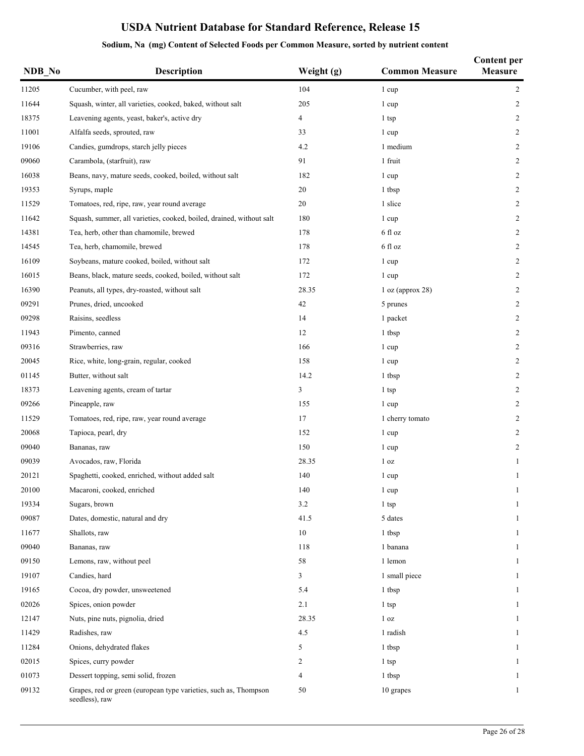# USDA Nutrient Database for Standard Reference, Release 15

## Sodium, Na (mg) Content of Selected Foods per Common Measure, sorted by nutrient content

| NDB_No | Description | Weight (g) | Common Measure | Content per Measure |
|---|---|---|---|---|
| 11205 | Cucumber, with peel, raw | 104 | 1 cup | 2 |
| 11644 | Squash, winter, all varieties, cooked, baked, without salt | 205 | 1 cup | 2 |
| 18375 | Leavening agents, yeast, baker's, active dry | 4 | 1 tsp | 2 |
| 11001 | Alfalfa seeds, sprouted, raw | 33 | 1 cup | 2 |
| 19106 | Candies, gumdrops, starch jelly pieces | 4.2 | 1 medium | 2 |
| 09060 | Carambola, (starfruit), raw | 91 | 1 fruit | 2 |
| 16038 | Beans, navy, mature seeds, cooked, boiled, without salt | 182 | 1 cup | 2 |
| 19353 | Syrups, maple | 20 | 1 tbsp | 2 |
| 11529 | Tomatoes, red, ripe, raw, year round average | 20 | 1 slice | 2 |
| 11642 | Squash, summer, all varieties, cooked, boiled, drained, without salt | 180 | 1 cup | 2 |
| 14381 | Tea, herb, other than chamomile, brewed | 178 | 6 fl oz | 2 |
| 14545 | Tea, herb, chamomile, brewed | 178 | 6 fl oz | 2 |
| 16109 | Soybeans, mature cooked, boiled, without salt | 172 | 1 cup | 2 |
| 16015 | Beans, black, mature seeds, cooked, boiled, without salt | 172 | 1 cup | 2 |
| 16390 | Peanuts, all types, dry-roasted, without salt | 28.35 | 1 oz (approx 28) | 2 |
| 09291 | Prunes, dried, uncooked | 42 | 5 prunes | 2 |
| 09298 | Raisins, seedless | 14 | 1 packet | 2 |
| 11943 | Pimento, canned | 12 | 1 tbsp | 2 |
| 09316 | Strawberries, raw | 166 | 1 cup | 2 |
| 20045 | Rice, white, long-grain, regular, cooked | 158 | 1 cup | 2 |
| 01145 | Butter, without salt | 14.2 | 1 tbsp | 2 |
| 18373 | Leavening agents, cream of tartar | 3 | 1 tsp | 2 |
| 09266 | Pineapple, raw | 155 | 1 cup | 2 |
| 11529 | Tomatoes, red, ripe, raw, year round average | 17 | 1 cherry tomato | 2 |
| 20068 | Tapioca, pearl, dry | 152 | 1 cup | 2 |
| 09040 | Bananas, raw | 150 | 1 cup | 2 |
| 09039 | Avocados, raw, Florida | 28.35 | 1 oz | 1 |
| 20121 | Spaghetti, cooked, enriched, without added salt | 140 | 1 cup | 1 |
| 20100 | Macaroni, cooked, enriched | 140 | 1 cup | 1 |
| 19334 | Sugars, brown | 3.2 | 1 tsp | 1 |
| 09087 | Dates, domestic, natural and dry | 41.5 | 5 dates | 1 |
| 11677 | Shallots, raw | 10 | 1 tbsp | 1 |
| 09040 | Bananas, raw | 118 | 1 banana | 1 |
| 09150 | Lemons, raw, without peel | 58 | 1 lemon | 1 |
| 19107 | Candies, hard | 3 | 1 small piece | 1 |
| 19165 | Cocoa, dry powder, unsweetened | 5.4 | 1 tbsp | 1 |
| 02026 | Spices, onion powder | 2.1 | 1 tsp | 1 |
| 12147 | Nuts, pine nuts, pignolia, dried | 28.35 | 1 oz | 1 |
| 11429 | Radishes, raw | 4.5 | 1 radish | 1 |
| 11284 | Onions, dehydrated flakes | 5 | 1 tbsp | 1 |
| 02015 | Spices, curry powder | 2 | 1 tsp | 1 |
| 01073 | Dessert topping, semi solid, frozen | 4 | 1 tbsp | 1 |
| 09132 | Grapes, red or green (european type varieties, such as, Thompson seedless), raw | 50 | 10 grapes | 1 |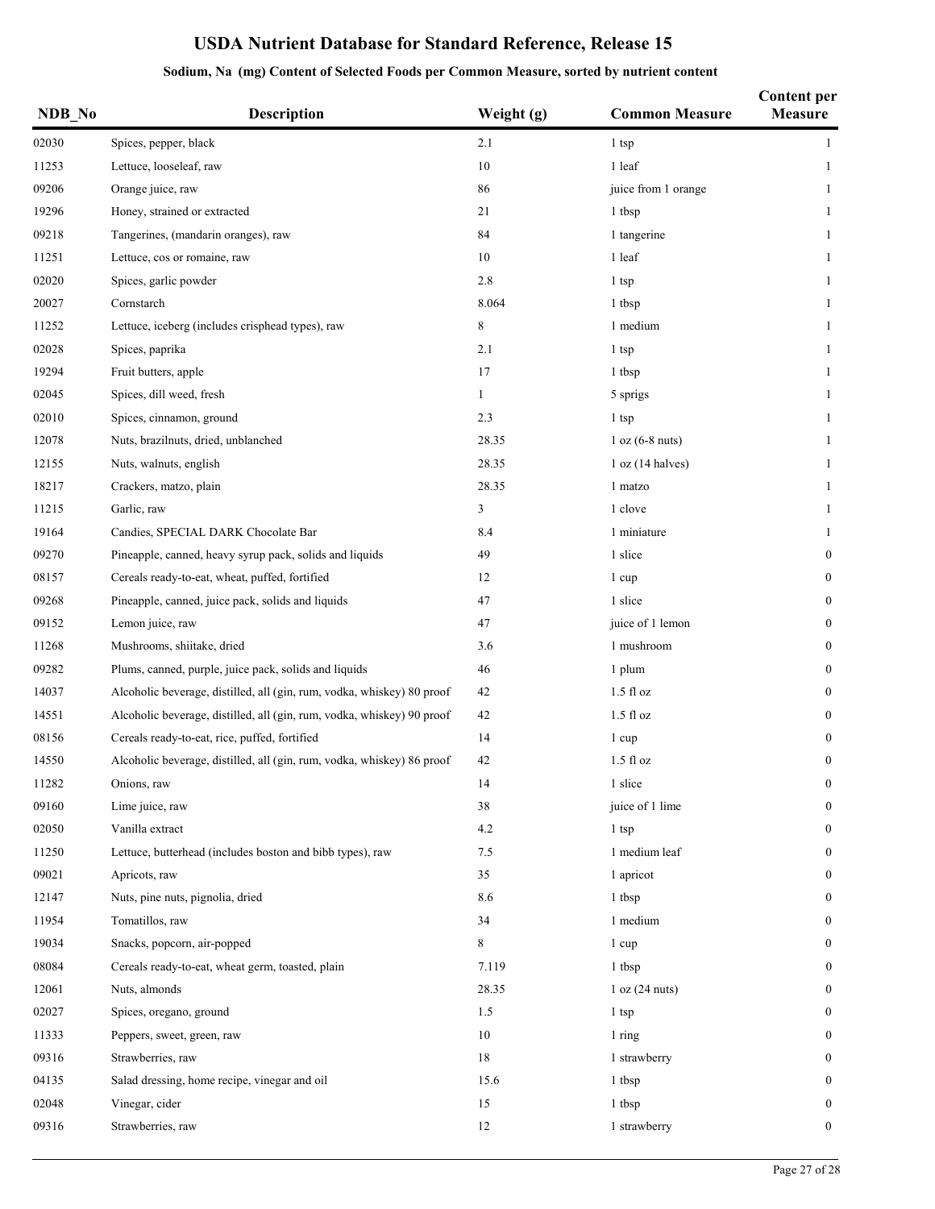# USDA Nutrient Database for Standard Reference, Release 15

### Sodium, Na (mg) Content of Selected Foods per Common Measure, sorted by nutrient content

| NDB_No | Description | Weight (g) | Common Measure | Content per Measure |
|---|---|---|---|---|
| 02030 | Spices, pepper, black | 2.1 | 1 tsp | 1 |
| 11253 | Lettuce, looseleaf, raw | 10 | 1 leaf | 1 |
| 09206 | Orange juice, raw | 86 | juice from 1 orange | 1 |
| 19296 | Honey, strained or extracted | 21 | 1 tbsp | 1 |
| 09218 | Tangerines, (mandarin oranges), raw | 84 | 1 tangerine | 1 |
| 11251 | Lettuce, cos or romaine, raw | 10 | 1 leaf | 1 |
| 02020 | Spices, garlic powder | 2.8 | 1 tsp | 1 |
| 20027 | Cornstarch | 8.064 | 1 tbsp | 1 |
| 11252 | Lettuce, iceberg (includes crisphead types), raw | 8 | 1 medium | 1 |
| 02028 | Spices, paprika | 2.1 | 1 tsp | 1 |
| 19294 | Fruit butters, apple | 17 | 1 tbsp | 1 |
| 02045 | Spices, dill weed, fresh | 1 | 5 sprigs | 1 |
| 02010 | Spices, cinnamon, ground | 2.3 | 1 tsp | 1 |
| 12078 | Nuts, brazilnuts, dried, unblanched | 28.35 | 1 oz (6-8 nuts) | 1 |
| 12155 | Nuts, walnuts, english | 28.35 | 1 oz (14 halves) | 1 |
| 18217 | Crackers, matzo, plain | 28.35 | 1 matzo | 1 |
| 11215 | Garlic, raw | 3 | 1 clove | 1 |
| 19164 | Candies, SPECIAL DARK Chocolate Bar | 8.4 | 1 miniature | 1 |
| 09270 | Pineapple, canned, heavy syrup pack, solids and liquids | 49 | 1 slice | 0 |
| 08157 | Cereals ready-to-eat, wheat, puffed, fortified | 12 | 1 cup | 0 |
| 09268 | Pineapple, canned, juice pack, solids and liquids | 47 | 1 slice | 0 |
| 09152 | Lemon juice, raw | 47 | juice of 1 lemon | 0 |
| 11268 | Mushrooms, shiitake, dried | 3.6 | 1 mushroom | 0 |
| 09282 | Plums, canned, purple, juice pack, solids and liquids | 46 | 1 plum | 0 |
| 14037 | Alcoholic beverage, distilled, all (gin, rum, vodka, whiskey) 80 proof | 42 | 1.5 fl oz | 0 |
| 14551 | Alcoholic beverage, distilled, all (gin, rum, vodka, whiskey) 90 proof | 42 | 1.5 fl oz | 0 |
| 08156 | Cereals ready-to-eat, rice, puffed, fortified | 14 | 1 cup | 0 |
| 14550 | Alcoholic beverage, distilled, all (gin, rum, vodka, whiskey) 86 proof | 42 | 1.5 fl oz | 0 |
| 11282 | Onions, raw | 14 | 1 slice | 0 |
| 09160 | Lime juice, raw | 38 | juice of 1 lime | 0 |
| 02050 | Vanilla extract | 4.2 | 1 tsp | 0 |
| 11250 | Lettuce, butterhead (includes boston and bibb types), raw | 7.5 | 1 medium leaf | 0 |
| 09021 | Apricots, raw | 35 | 1 apricot | 0 |
| 12147 | Nuts, pine nuts, pignolia, dried | 8.6 | 1 tbsp | 0 |
| 11954 | Tomatillos, raw | 34 | 1 medium | 0 |
| 19034 | Snacks, popcorn, air-popped | 8 | 1 cup | 0 |
| 08084 | Cereals ready-to-eat, wheat germ, toasted, plain | 7.119 | 1 tbsp | 0 |
| 12061 | Nuts, almonds | 28.35 | 1 oz (24 nuts) | 0 |
| 02027 | Spices, oregano, ground | 1.5 | 1 tsp | 0 |
| 11333 | Peppers, sweet, green, raw | 10 | 1 ring | 0 |
| 09316 | Strawberries, raw | 18 | 1 strawberry | 0 |
| 04135 | Salad dressing, home recipe, vinegar and oil | 15.6 | 1 tbsp | 0 |
| 02048 | Vinegar, cider | 15 | 1 tbsp | 0 |
| 09316 | Strawberries, raw | 12 | 1 strawberry | 0 |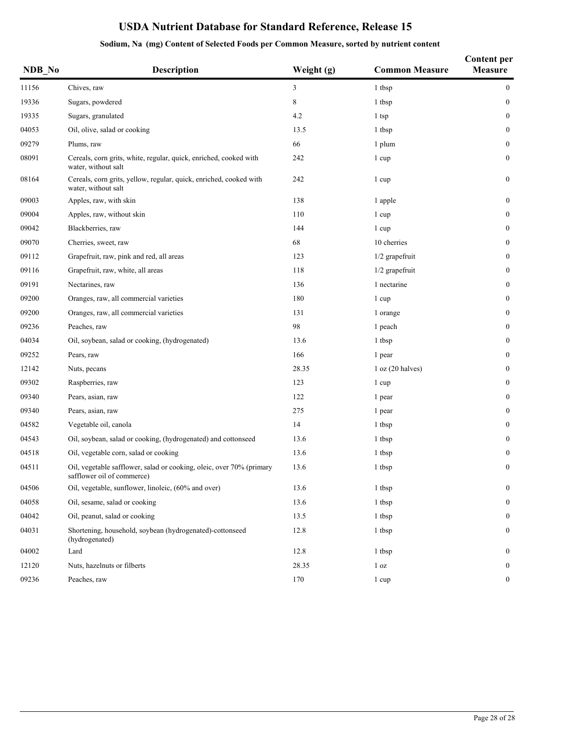# USDA Nutrient Database for Standard Reference, Release 15

## Sodium, Na (mg) Content of Selected Foods per Common Measure, sorted by nutrient content

| NDB_No | Description | Weight (g) | Common Measure | Content per Measure |
|---|---|---|---|---|
| 11156 | Chives, raw | 3 | 1 tbsp | 0 |
| 19336 | Sugars, powdered | 8 | 1 tbsp | 0 |
| 19335 | Sugars, granulated | 4.2 | 1 tsp | 0 |
| 04053 | Oil, olive, salad or cooking | 13.5 | 1 tbsp | 0 |
| 09279 | Plums, raw | 66 | 1 plum | 0 |
| 08091 | Cereals, corn grits, white, regular, quick, enriched, cooked with water, without salt | 242 | 1 cup | 0 |
| 08164 | Cereals, corn grits, yellow, regular, quick, enriched, cooked with water, without salt | 242 | 1 cup | 0 |
| 09003 | Apples, raw, with skin | 138 | 1 apple | 0 |
| 09004 | Apples, raw, without skin | 110 | 1 cup | 0 |
| 09042 | Blackberries, raw | 144 | 1 cup | 0 |
| 09070 | Cherries, sweet, raw | 68 | 10 cherries | 0 |
| 09112 | Grapefruit, raw, pink and red, all areas | 123 | 1/2 grapefruit | 0 |
| 09116 | Grapefruit, raw, white, all areas | 118 | 1/2 grapefruit | 0 |
| 09191 | Nectarines, raw | 136 | 1 nectarine | 0 |
| 09200 | Oranges, raw, all commercial varieties | 180 | 1 cup | 0 |
| 09200 | Oranges, raw, all commercial varieties | 131 | 1 orange | 0 |
| 09236 | Peaches, raw | 98 | 1 peach | 0 |
| 04034 | Oil, soybean, salad or cooking, (hydrogenated) | 13.6 | 1 tbsp | 0 |
| 09252 | Pears, raw | 166 | 1 pear | 0 |
| 12142 | Nuts, pecans | 28.35 | 1 oz (20 halves) | 0 |
| 09302 | Raspberries, raw | 123 | 1 cup | 0 |
| 09340 | Pears, asian, raw | 122 | 1 pear | 0 |
| 09340 | Pears, asian, raw | 275 | 1 pear | 0 |
| 04582 | Vegetable oil, canola | 14 | 1 tbsp | 0 |
| 04543 | Oil, soybean, salad or cooking, (hydrogenated) and cottonseed | 13.6 | 1 tbsp | 0 |
| 04518 | Oil, vegetable corn, salad or cooking | 13.6 | 1 tbsp | 0 |
| 04511 | Oil, vegetable safflower, salad or cooking, oleic, over 70% (primary safflower oil of commerce) | 13.6 | 1 tbsp | 0 |
| 04506 | Oil, vegetable, sunflower, linoleic, (60% and over) | 13.6 | 1 tbsp | 0 |
| 04058 | Oil, sesame, salad or cooking | 13.6 | 1 tbsp | 0 |
| 04042 | Oil, peanut, salad or cooking | 13.5 | 1 tbsp | 0 |
| 04031 | Shortening, household, soybean (hydrogenated)-cottonseed (hydrogenated) | 12.8 | 1 tbsp | 0 |
| 04002 | Lard | 12.8 | 1 tbsp | 0 |
| 12120 | Nuts, hazelnuts or filberts | 28.35 | 1 oz | 0 |
| 09236 | Peaches, raw | 170 | 1 cup | 0 |